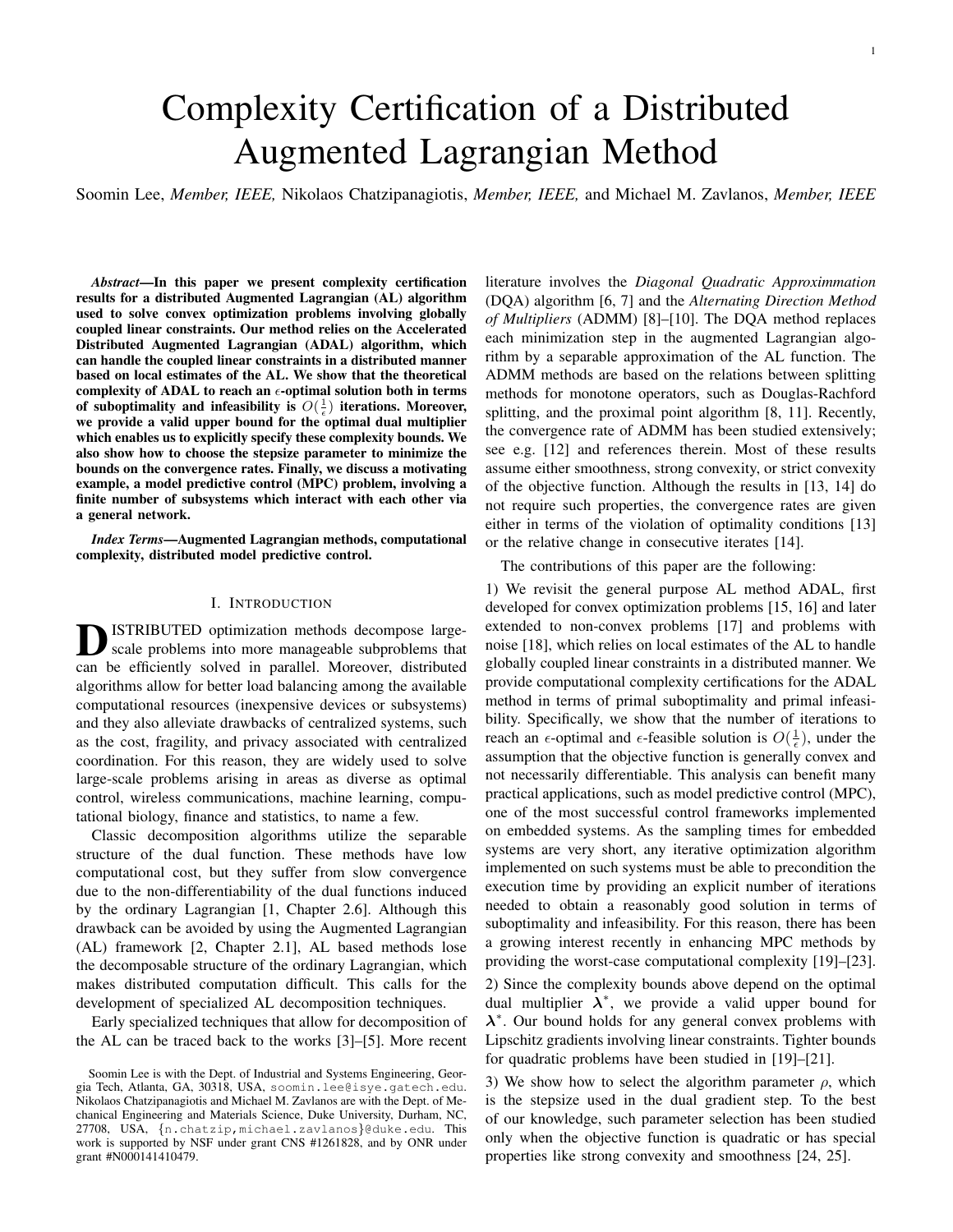# Complexity Certification of a Distributed Augmented Lagrangian Method

Soomin Lee, *Member, IEEE,* Nikolaos Chatzipanagiotis, *Member, IEEE,* and Michael M. Zavlanos, *Member, IEEE*

***Abstract*—In this paper we present complexity certification results for a distributed Augmented Lagrangian (AL) algorithm used to solve convex optimization problems involving globally coupled linear constraints. Our method relies on the Accelerated Distributed Augmented Lagrangian (ADAL) algorithm, which can handle the coupled linear constraints in a distributed manner based on local estimates of the AL. We show that the theoretical complexity of ADAL to reach an $\epsilon$-optimal solution both in terms of suboptimality and infeasibility is $O(\frac{1}{\epsilon})$ iterations. Moreover, we provide a valid upper bound for the optimal dual multiplier which enables us to explicitly specify these complexity bounds. We also show how to choose the stepsize parameter to minimize the bounds on the convergence rates. Finally, we discuss a motivating example, a model predictive control (MPC) problem, involving a finite number of subsystems which interact with each other via a general network.**

***Index Terms*—Augmented Lagrangian methods, computational complexity, distributed model predictive control.**

## I. Introduction

Distributed optimization methods decompose large-scale problems into more manageable subproblems that can be efficiently solved in parallel. Moreover, distributed algorithms allow for better load balancing among the available computational resources (inexpensive devices or subsystems) and they also alleviate drawbacks of centralized systems, such as the cost, fragility, and privacy associated with centralized coordination. For this reason, they are widely used to solve large-scale problems arising in areas as diverse as optimal control, wireless communications, machine learning, computational biology, finance and statistics, to name a few.

Classic decomposition algorithms utilize the separable structure of the dual function. These methods have low computational cost, but they suffer from slow convergence due to the non-differentiability of the dual functions induced by the ordinary Lagrangian [1, Chapter 2.6]. Although this drawback can be avoided by using the Augmented Lagrangian (AL) framework [2, Chapter 2.1], AL based methods lose the decomposable structure of the ordinary Lagrangian, which makes distributed computation difficult. This calls for the development of specialized AL decomposition techniques.

Early specialized techniques that allow for decomposition of the AL can be traced back to the works [3]–[5]. More recent literature involves the *Diagonal Quadratic Approximmation* (DQA) algorithm [6, 7] and the *Alternating Direction Method of Multipliers* (ADMM) [8]–[10]. The DQA method replaces each minimization step in the augmented Lagrangian algorithm by a separable approximation of the AL function. The ADMM methods are based on the relations between splitting methods for monotone operators, such as Douglas-Rachford splitting, and the proximal point algorithm [8, 11]. Recently, the convergence rate of ADMM has been studied extensively; see e.g. [12] and references therein. Most of these results assume either smoothness, strong convexity, or strict convexity of the objective function. Although the results in [13, 14] do not require such properties, the convergence rates are given either in terms of the violation of optimality conditions [13] or the relative change in consecutive iterates [14].

The contributions of this paper are the following:

1) We revisit the general purpose AL method ADAL, first developed for convex optimization problems [15, 16] and later extended to non-convex problems [17] and problems with noise [18], which relies on local estimates of the AL to handle globally coupled linear constraints in a distributed manner. We provide computational complexity certifications for the ADAL method in terms of primal suboptimality and primal infeasibility. Specifically, we show that the number of iterations to reach an $\epsilon$-optimal and $\epsilon$-feasible solution is $O(\frac{1}{\epsilon})$, under the assumption that the objective function is generally convex and not necessarily differentiable. This analysis can benefit many practical applications, such as model predictive control (MPC), one of the most successful control frameworks implemented on embedded systems. As the sampling times for embedded systems are very short, any iterative optimization algorithm implemented on such systems must be able to precondition the execution time by providing an explicit number of iterations needed to obtain a reasonably good solution in terms of suboptimality and infeasibility. For this reason, there has been a growing interest recently in enhancing MPC methods by providing the worst-case computational complexity [19]–[23].

2) Since the complexity bounds above depend on the optimal dual multiplier $\boldsymbol{\lambda}^*$, we provide a valid upper bound for $\boldsymbol{\lambda}^*$. Our bound holds for any general convex problems with Lipschitz gradients involving linear constraints. Tighter bounds for quadratic problems have been studied in [19]–[21].

3) We show how to select the algorithm parameter $\rho$, which is the stepsize used in the dual gradient step. To the best of our knowledge, such parameter selection has been studied only when the objective function is quadratic or has special properties like strong convexity and smoothness [24, 25].

Soomin Lee is with the Dept. of Industrial and Systems Engineering, Georgia Tech, Atlanta, GA, 30318, USA, soomin.lee@isye.gatech.edu. Nikolaos Chatzipanagiotis and Michael M. Zavlanos are with the Dept. of Mechanical Engineering and Materials Science, Duke University, Durham, NC, 27708, USA, {n.chatzip,michael.zavlanos}@duke.edu. This work is supported by NSF under grant CNS #1261828, and by ONR under grant #N000141410479.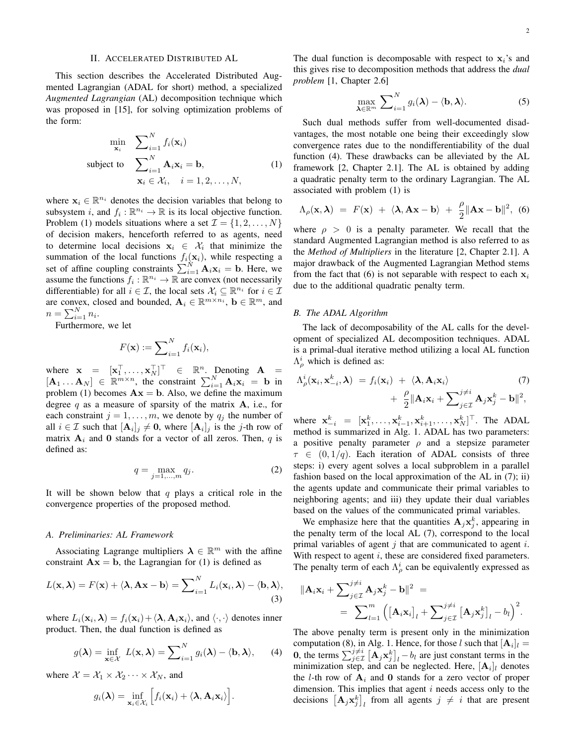## II. Accelerated Distributed AL

This section describes the Accelerated Distributed Augmented Lagrangian (ADAL for short) method, a specialized *Augmented Lagrangian* (AL) decomposition technique which was proposed in [15], for solving optimization problems of the form:

$$
\begin{aligned}
\min_{\mathbf{x}_i} \quad & \sum_{i=1}^{N} f_i(\mathbf{x}_i) \\
\text{subject to} \quad & \sum_{i=1}^{N} \mathbf{A}_i \mathbf{x}_i = \mathbf{b}, \qquad (1)\\
& \mathbf{x}_i \in \mathcal{X}_i, \quad i = 1, 2, \dots, N,
\end{aligned}
$$

where $\mathbf{x}_i \in \mathbb{R}^{n_i}$ denotes the decision variables that belong to subsystem $i$, and $f_i : \mathbb{R}^{n_i} \to \mathbb{R}$ is its local objective function. Problem (1) models situations where a set $\mathcal{I} = \{1, 2, \dots, N\}$ of decision makers, henceforth referred to as agents, need to determine local decisions $\mathbf{x}_i \in \mathcal{X}_i$ that minimize the summation of the local functions $f_i(\mathbf{x}_i)$, while respecting a set of affine coupling constraints $\sum_{i=1}^{N} \mathbf{A}_i \mathbf{x}_i = \mathbf{b}$. Here, we assume the functions $f_i : \mathbb{R}^{n_i} \to \mathbb{R}$ are convex (not necessarily differentiable) for all $i \in \mathcal{I}$, the local sets $\mathcal{X}_i \subseteq \mathbb{R}^{n_i}$ for $i \in \mathcal{I}$ are convex, closed and bounded, $\mathbf{A}_i \in \mathbb{R}^{m \times n_i}$, $\mathbf{b} \in \mathbb{R}^m$, and $n = \sum_{i=1}^{N} n_i$.

Furthermore, we let

$$
F(\mathbf{x}) := \sum_{i=1}^{N} f_i(\mathbf{x}_i),
$$

where $\mathbf{x} = [\mathbf{x}_1^\top, \dots, \mathbf{x}_N^\top]^\top \in \mathbb{R}^n$. Denoting $\mathbf{A} = [\mathbf{A}_1 \dots \mathbf{A}_N] \in \mathbb{R}^{m \times n}$, the constraint $\sum_{i=1}^{N} \mathbf{A}_i \mathbf{x}_i = \mathbf{b}$ in problem (1) becomes $\mathbf{A}\mathbf{x} = \mathbf{b}$. Also, we define the maximum degree $q$ as a measure of sparsity of the matrix $\mathbf{A}$, i.e., for each constraint $j = 1, \dots, m$, we denote by $q_j$ the number of all $i \in \mathcal{I}$ such that $[\mathbf{A}_i]_j \neq \mathbf{0}$, where $[\mathbf{A}_i]_j$ is the $j$-th row of matrix $\mathbf{A}_i$ and $\mathbf{0}$ stands for a vector of all zeros. Then, $q$ is defined as:

$$
q = \max_{j=1,\dots,m} q_j. \qquad (2)
$$

It will be shown below that $q$ plays a critical role in the convergence properties of the proposed method.

### A. Preliminaries: AL Framework

Associating Lagrange multipliers $\boldsymbol{\lambda} \in \mathbb{R}^m$ with the affine constraint $\mathbf{A}\mathbf{x} = \mathbf{b}$, the Lagrangian for (1) is defined as

$$
L(\mathbf{x}, \boldsymbol{\lambda}) = F(\mathbf{x}) + \langle \boldsymbol{\lambda}, \mathbf{A}\mathbf{x} - \mathbf{b} \rangle = \sum_{i=1}^{N} L_i(\mathbf{x}_i, \boldsymbol{\lambda}) - \langle \mathbf{b}, \boldsymbol{\lambda} \rangle, \qquad (3)
$$

where $L_i(\mathbf{x}_i, \boldsymbol{\lambda}) = f_i(\mathbf{x}_i) + \langle \boldsymbol{\lambda}, \mathbf{A}_i \mathbf{x}_i \rangle$, and $\langle \cdot, \cdot \rangle$ denotes inner product. Then, the dual function is defined as

$$
g(\boldsymbol{\lambda}) = \inf_{\mathbf{x} \in \mathcal{X}} L(\mathbf{x}, \boldsymbol{\lambda}) = \sum_{i=1}^{N} g_i(\boldsymbol{\lambda}) - \langle \mathbf{b}, \boldsymbol{\lambda} \rangle, \qquad (4)
$$

where $\mathcal{X} = \mathcal{X}_1 \times \mathcal{X}_2 \cdots \times \mathcal{X}_N$, and

$$
g_i(\boldsymbol{\lambda}) = \inf_{\mathbf{x}_i \in \mathcal{X}_i} \Big[ f_i(\mathbf{x}_i) + \langle \boldsymbol{\lambda}, \mathbf{A}_i \mathbf{x}_i \rangle \Big].
$$

The dual function is decomposable with respect to $\mathbf{x}_i$'s and this gives rise to decomposition methods that address the *dual problem* [1, Chapter 2.6]

$$
\max_{\boldsymbol{\lambda} \in \mathbb{R}^m} \sum_{i=1}^{N} g_i(\boldsymbol{\lambda}) - \langle \mathbf{b}, \boldsymbol{\lambda} \rangle. \qquad (5)
$$

Such dual methods suffer from well-documented disadvantages, the most notable one being their exceedingly slow convergence rates due to the nondifferentiability of the dual function (4). These drawbacks can be alleviated by the AL framework [2, Chapter 2.1]. The AL is obtained by adding a quadratic penalty term to the ordinary Lagrangian. The AL associated with problem (1) is

$$
\Lambda_\rho(\mathbf{x}, \boldsymbol{\lambda}) = F(\mathbf{x}) + \langle \boldsymbol{\lambda}, \mathbf{A}\mathbf{x} - \mathbf{b} \rangle + \frac{\rho}{2} \|\mathbf{A}\mathbf{x} - \mathbf{b}\|^2, \qquad (6)
$$

where $\rho > 0$ is a penalty parameter. We recall that the standard Augmented Lagrangian method is also referred to as the *Method of Multipliers* in the literature [2, Chapter 2.1]. A major drawback of the Augmented Lagrangian Method stems from the fact that (6) is not separable with respect to each $\mathbf{x}_i$ due to the additional quadratic penalty term.

### B. The ADAL Algorithm

The lack of decomposability of the AL calls for the development of specialized AL decomposition techniques. ADAL is a primal-dual iterative method utilizing a local AL function $\Lambda_\rho^i$ which is defined as:

$$
\Lambda_\rho^i(\mathbf{x}_i, \mathbf{x}_{-i}^k, \boldsymbol{\lambda}) = f_i(\mathbf{x}_i) + \langle \boldsymbol{\lambda}, \mathbf{A}_i \mathbf{x}_i \rangle + \frac{\rho}{2} \|\mathbf{A}_i \mathbf{x}_i + \sum_{j \in \mathcal{I}}^{j \neq i} \mathbf{A}_j \mathbf{x}_j^k - \mathbf{b}\|^2, \qquad (7)
$$

where $\mathbf{x}_{-i}^k = [\mathbf{x}_1^k, \dots, \mathbf{x}_{i-1}^k, \mathbf{x}_{i+1}^k, \dots, \mathbf{x}_N^k]^\top$. The ADAL method is summarized in Alg. 1. ADAL has two parameters: a positive penalty parameter $\rho$ and a stepsize parameter $\tau \in (0, 1/q)$. Each iteration of ADAL consists of three steps: i) every agent solves a local subproblem in a parallel fashion based on the local approximation of the AL in (7); ii) the agents update and communicate their primal variables to neighboring agents; and iii) they update their dual variables based on the values of the communicated primal variables.

We emphasize here that the quantities $\mathbf{A}_j \mathbf{x}_j^k$, appearing in the penalty term of the local AL (7), correspond to the local primal variables of agent $j$ that are communicated to agent $i$. With respect to agent $i$, these are considered fixed parameters. The penalty term of each $\Lambda_\rho^i$ can be equivalently expressed as

$$
\|\mathbf{A}_i \mathbf{x}_i + \sum_{j \in \mathcal{I}}^{j \neq i} \mathbf{A}_j \mathbf{x}_j^k - \mathbf{b}\|^2 = \sum_{l=1}^{m} \Big( \big[\mathbf{A}_i \mathbf{x}_i\big]_l + \sum_{j \in \mathcal{I}}^{j \neq i} \big[\mathbf{A}_j \mathbf{x}_j^k\big]_l - b_l \Big)^2.
$$

The above penalty term is present only in the minimization computation (8), in Alg. 1. Hence, for those $l$ such that $[\mathbf{A}_i]_l = \mathbf{0}$, the terms $\sum_{j \in \mathcal{I}}^{j \neq i} \big[\mathbf{A}_j \mathbf{x}_j^k\big]_l - b_l$ are just constant terms in the minimization step, and can be neglected. Here, $[\mathbf{A}_i]_l$ denotes the $l$-th row of $\mathbf{A}_i$ and $\mathbf{0}$ stands for a zero vector of proper dimension. This implies that agent $i$ needs access only to the decisions $\big[\mathbf{A}_j \mathbf{x}_j^k\big]_l$ from all agents $j \neq i$ that are present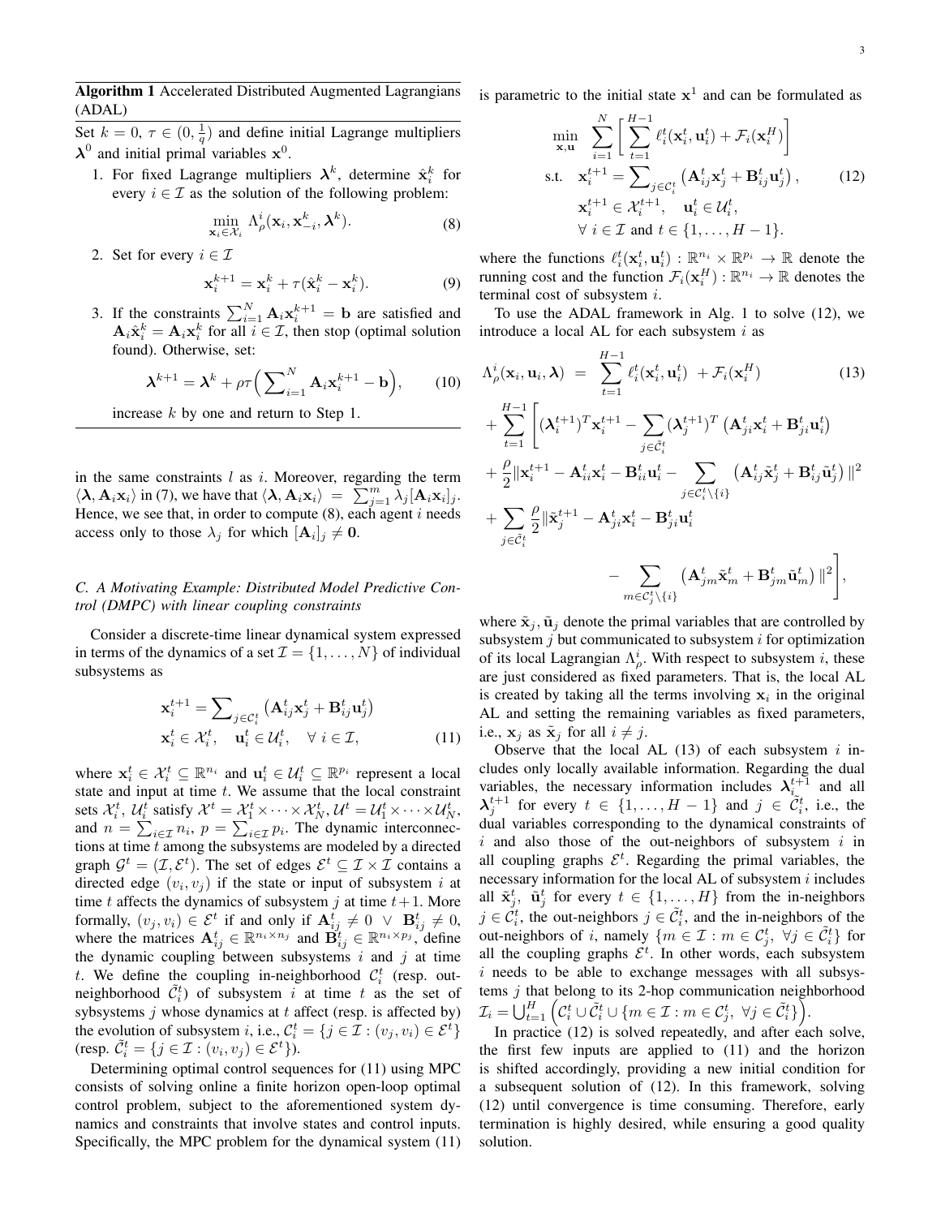**Algorithm 1** Accelerated Distributed Augmented Lagrangians (ADAL)

Set $k = 0$, $\tau \in (0, \frac{1}{q})$ and define initial Lagrange multipliers $\boldsymbol{\lambda}^0$ and initial primal variables $\mathbf{x}^0$.

1. For fixed Lagrange multipliers $\boldsymbol{\lambda}^k$, determine $\hat{\mathbf{x}}_i^k$ for every $i \in \mathcal{I}$ as the solution of the following problem:
$$\min_{\mathbf{x}_i \in \mathcal{X}_i} \Lambda_\rho^i(\mathbf{x}_i, \mathbf{x}_{-i}^k, \boldsymbol{\lambda}^k). \tag{8}$$
2. Set for every $i \in \mathcal{I}$
$$\mathbf{x}_i^{k+1} = \mathbf{x}_i^k + \tau(\hat{\mathbf{x}}_i^k - \mathbf{x}_i^k). \tag{9}$$
3. If the constraints $\sum_{i=1}^N \mathbf{A}_i \mathbf{x}_i^{k+1} = \mathbf{b}$ are satisfied and $\mathbf{A}_i \hat{\mathbf{x}}_i^k = \mathbf{A}_i \mathbf{x}_i^k$ for all $i \in \mathcal{I}$, then stop (optimal solution found). Otherwise, set:
$$\boldsymbol{\lambda}^{k+1} = \boldsymbol{\lambda}^k + \rho\tau\Big(\sum_{i=1}^N \mathbf{A}_i \mathbf{x}_i^{k+1} - \mathbf{b}\Big), \tag{10}$$
increase $k$ by one and return to Step 1.

in the same constraints $l$ as $i$. Moreover, regarding the term $\langle \boldsymbol{\lambda}, \mathbf{A}_i \mathbf{x}_i \rangle$ in (7), we have that $\langle \boldsymbol{\lambda}, \mathbf{A}_i \mathbf{x}_i \rangle = \sum_{j=1}^m \lambda_j [\mathbf{A}_i \mathbf{x}_i]_j$. Hence, we see that, in order to compute (8), each agent $i$ needs access only to those $\lambda_j$ for which $[\mathbf{A}_i]_j \neq \mathbf{0}$.

### *C. A Motivating Example: Distributed Model Predictive Control (DMPC) with linear coupling constraints*

Consider a discrete-time linear dynamical system expressed in terms of the dynamics of a set $\mathcal{I} = \{1, \dots, N\}$ of individual subsystems as

$$\begin{aligned} &\mathbf{x}_i^{t+1} = \sum\nolimits_{j \in \mathcal{C}_i^t} \left( \mathbf{A}_{ij}^t \mathbf{x}_j^t + \mathbf{B}_{ij}^t \mathbf{u}_j^t \right) \\ &\mathbf{x}_i^t \in \mathcal{X}_i^t, \quad \mathbf{u}_i^t \in \mathcal{U}_i^t, \quad \forall\ i \in \mathcal{I}, \end{aligned} \tag{11}$$

where $\mathbf{x}_i^t \in \mathcal{X}_i^t \subseteq \mathbb{R}^{n_i}$ and $\mathbf{u}_i^t \in \mathcal{U}_i^t \subseteq \mathbb{R}^{p_i}$ represent a local state and input at time $t$. We assume that the local constraint sets $\mathcal{X}_i^t$, $\mathcal{U}_i^t$ satisfy $\mathcal{X}^t = \mathcal{X}_1^t \times \cdots \times \mathcal{X}_N^t, \mathcal{U}^t = \mathcal{U}_1^t \times \cdots \times \mathcal{U}_N^t$, and $n = \sum_{i \in \mathcal{I}} n_i$, $p = \sum_{i \in \mathcal{I}} p_i$. The dynamic interconnections at time $t$ among the subsystems are modeled by a directed graph $\mathcal{G}^t = (\mathcal{I}, \mathcal{E}^t)$. The set of edges $\mathcal{E}^t \subseteq \mathcal{I} \times \mathcal{I}$ contains a directed edge $(v_i, v_j)$ if the state or input of subsystem $i$ at time $t$ affects the dynamics of subsystem $j$ at time $t+1$. More formally, $(v_j, v_i) \in \mathcal{E}^t$ if and only if $\mathbf{A}_{ij}^t \neq 0 \ \vee \ \mathbf{B}_{ij}^t \neq 0$, where the matrices $\mathbf{A}_{ij}^t \in \mathbb{R}^{n_i \times n_j}$ and $\mathbf{B}_{ij}^t \in \mathbb{R}^{n_i \times p_j}$, define the dynamic coupling between subsystems $i$ and $j$ at time $t$. We define the coupling in-neighborhood $\mathcal{C}_i^t$ (resp. out-neighborhood $\tilde{\mathcal{C}}_i^t$) of subsystem $i$ at time $t$ as the set of sybsystems $j$ whose dynamics at $t$ affect (resp. is affected by) the evolution of subsystem $i$, i.e., $\mathcal{C}_i^t = \{j \in \mathcal{I} : (v_j, v_i) \in \mathcal{E}^t\}$ (resp. $\tilde{\mathcal{C}}_i^t = \{j \in \mathcal{I} : (v_i, v_j) \in \mathcal{E}^t\}$).

Determining optimal control sequences for (11) using MPC consists of solving online a finite horizon open-loop optimal control problem, subject to the aforementioned system dynamics and constraints that involve states and control inputs. Specifically, the MPC problem for the dynamical system (11) is parametric to the initial state $\mathbf{x}^1$ and can be formulated as

$$\begin{aligned} \min_{\mathbf{x}, \mathbf{u}} \quad & \sum_{i=1}^N \left[ \sum_{t=1}^{H-1} \ell_i^t(\mathbf{x}_i^t, \mathbf{u}_i^t) + \mathcal{F}_i(\mathbf{x}_i^H) \right] \\ \text{s.t.} \quad & \mathbf{x}_i^{t+1} = \sum\nolimits_{j \in \mathcal{C}_i^t} \left( \mathbf{A}_{ij}^t \mathbf{x}_j^t + \mathbf{B}_{ij}^t \mathbf{u}_j^t \right), \\ & \mathbf{x}_i^{t+1} \in \mathcal{X}_i^{t+1}, \quad \mathbf{u}_i^t \in \mathcal{U}_i^t, \\ & \forall\ i \in \mathcal{I} \text{ and } t \in \{1, \dots, H-1\}. \end{aligned} \tag{12}$$

where the functions $\ell_i^t(\mathbf{x}_i^t, \mathbf{u}_i^t) : \mathbb{R}^{n_i} \times \mathbb{R}^{p_i} \to \mathbb{R}$ denote the running cost and the function $\mathcal{F}_i(\mathbf{x}_i^H) : \mathbb{R}^{n_i} \to \mathbb{R}$ denotes the terminal cost of subsystem $i$.

To use the ADAL framework in Alg. 1 to solve (12), we introduce a local AL for each subsystem $i$ as

$$\begin{aligned} \Lambda_\rho^i(\mathbf{x}_i, \mathbf{u}_i, \boldsymbol{\lambda}) \ = \ & \sum_{t=1}^{H-1} \ell_i^t(\mathbf{x}_i^t, \mathbf{u}_i^t) \ + \mathcal{F}_i(\mathbf{x}_i^H) \\ + \sum_{t=1}^{H-1} \Bigg[ & (\boldsymbol{\lambda}_i^{t+1})^T \mathbf{x}_i^{t+1} - \sum_{j \in \tilde{\mathcal{C}}_i^t} (\boldsymbol{\lambda}_j^{t+1})^T \left( \mathbf{A}_{ji}^t \mathbf{x}_i^t + \mathbf{B}_{ji}^t \mathbf{u}_i^t \right) \\ & + \frac{\rho}{2} \| \mathbf{x}_i^{t+1} - \mathbf{A}_{ii}^t \mathbf{x}_i^t - \mathbf{B}_{ii}^t \mathbf{u}_i^t - \sum_{j \in \mathcal{C}_i^t \setminus \{i\}} \left( \mathbf{A}_{ij}^t \tilde{\mathbf{x}}_j^t + \mathbf{B}_{ij}^t \tilde{\mathbf{u}}_j^t \right) \|^2 \\ & + \sum_{j \in \tilde{\mathcal{C}}_i^t} \frac{\rho}{2} \| \tilde{\mathbf{x}}_j^{t+1} - \mathbf{A}_{ji}^t \mathbf{x}_i^t - \mathbf{B}_{ji}^t \mathbf{u}_i^t \\ & \qquad - \sum_{m \in \mathcal{C}_j^t \setminus \{i\}} \left( \mathbf{A}_{jm}^t \tilde{\mathbf{x}}_m^t + \mathbf{B}_{jm}^t \tilde{\mathbf{u}}_m^t \right) \|^2 \Bigg], \end{aligned} \tag{13}$$

where $\tilde{\mathbf{x}}_j, \tilde{\mathbf{u}}_j$ denote the primal variables that are controlled by subsystem $j$ but communicated to subsystem $i$ for optimization of its local Lagrangian $\Lambda_\rho^i$. With respect to subsystem $i$, these are just considered as fixed parameters. That is, the local AL is created by taking all the terms involving $\mathbf{x}_i$ in the original AL and setting the remaining variables as fixed parameters, i.e., $\mathbf{x}_j$ as $\tilde{\mathbf{x}}_j$ for all $i \neq j$.

Observe that the local AL (13) of each subsystem $i$ includes only locally available information. Regarding the dual variables, the necessary information includes $\boldsymbol{\lambda}_i^{t+1}$ and all $\boldsymbol{\lambda}_j^{t+1}$ for every $t \in \{1, \dots, H-1\}$ and $j \in \tilde{\mathcal{C}}_i^t$, i.e., the dual variables corresponding to the dynamical constraints of $i$ and also those of the out-neighbors of subsystem $i$ in all coupling graphs $\mathcal{E}^t$. Regarding the primal variables, the necessary information for the local AL of subsystem $i$ includes all $\tilde{\mathbf{x}}_j^t$, $\tilde{\mathbf{u}}_j^t$ for every $t \in \{1, \dots, H\}$ from the in-neighbors $j \in \mathcal{C}_i^t$, the out-neighbors $j \in \tilde{\mathcal{C}}_i^t$, and the in-neighbors of the out-neighbors of $i$, namely $\{m \in \mathcal{I} : m \in \mathcal{C}_j^t, \ \forall j \in \tilde{\mathcal{C}}_i^t\}$ for all the coupling graphs $\mathcal{E}^t$. In other words, each subsystem $i$ needs to be able to exchange messages with all subsystems $j$ that belong to its 2-hop communication neighborhood $\mathcal{I}_i = \bigcup_{t=1}^H \Big( \mathcal{C}_i^t \cup \tilde{\mathcal{C}}_i^t \cup \{m \in \mathcal{I} : m \in \mathcal{C}_j^t, \ \forall j \in \tilde{\mathcal{C}}_i^t\} \Big)$.

In practice (12) is solved repeatedly, and after each solve, the first few inputs are applied to (11) and the horizon is shifted accordingly, providing a new initial condition for a subsequent solution of (12). In this framework, solving (12) until convergence is time consuming. Therefore, early termination is highly desired, while ensuring a good quality solution.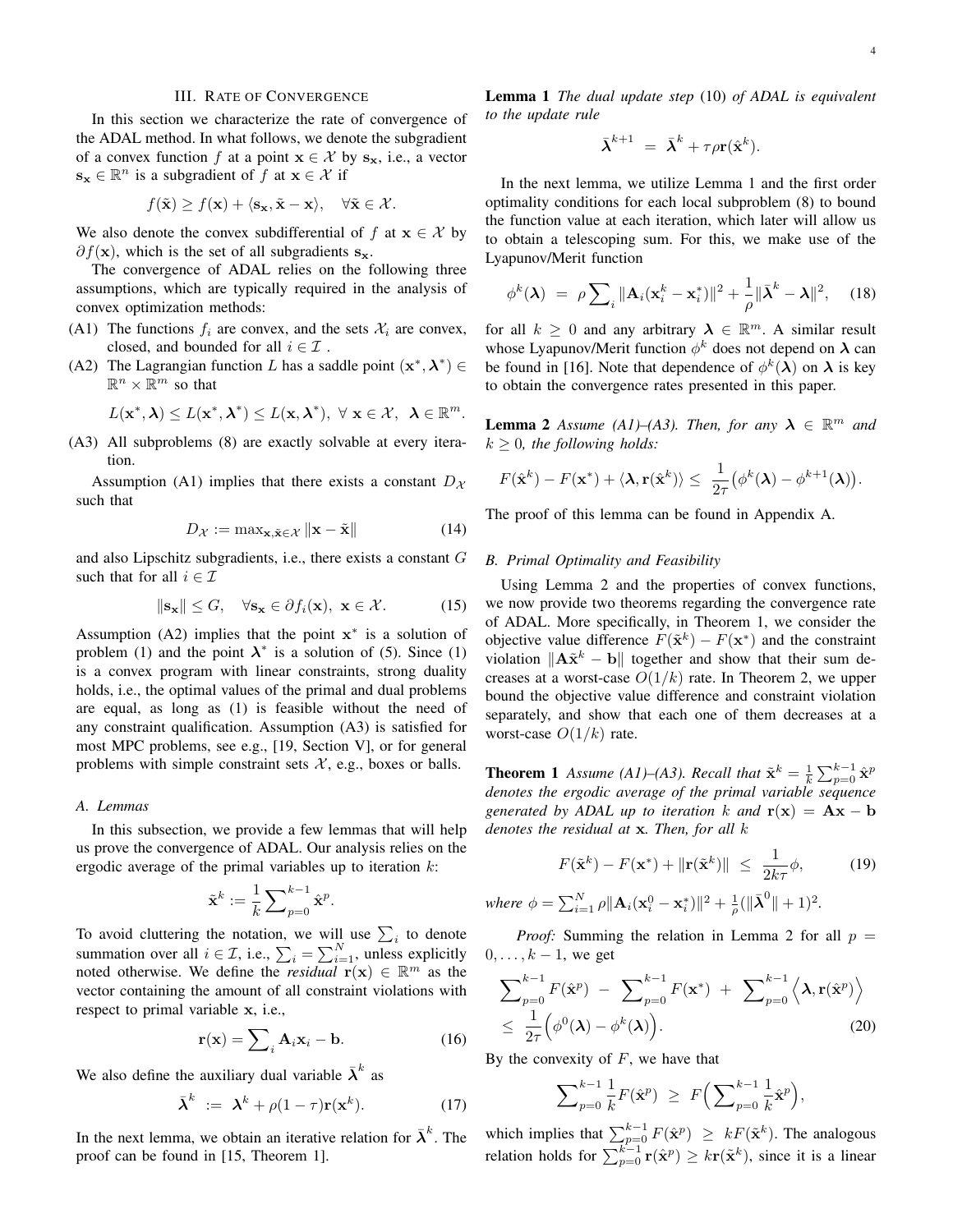## III. Rate of Convergence

In this section we characterize the rate of convergence of the ADAL method. In what follows, we denote the subgradient of a convex function $f$ at a point $\mathbf{x} \in \mathcal{X}$ by $\mathbf{s}_\mathbf{x}$, i.e., a vector $\mathbf{s}_\mathbf{x} \in \mathbb{R}^n$ is a subgradient of $f$ at $\mathbf{x} \in \mathcal{X}$ if

$$f(\tilde{\mathbf{x}}) \geq f(\mathbf{x}) + \langle \mathbf{s}_\mathbf{x}, \tilde{\mathbf{x}} - \mathbf{x} \rangle, \quad \forall \tilde{\mathbf{x}} \in \mathcal{X}.$$

We also denote the convex subdifferential of $f$ at $\mathbf{x} \in \mathcal{X}$ by $\partial f(\mathbf{x})$, which is the set of all subgradients $\mathbf{s}_\mathbf{x}$.

The convergence of ADAL relies on the following three assumptions, which are typically required in the analysis of convex optimization methods:

(A1) The functions $f_i$ are convex, and the sets $\mathcal{X}_i$ are convex, closed, and bounded for all $i \in \mathcal{I}$ .

(A2) The Lagrangian function $L$ has a saddle point $(\mathbf{x}^*, \boldsymbol{\lambda}^*) \in \mathbb{R}^n \times \mathbb{R}^m$ so that

$$L(\mathbf{x}^*, \boldsymbol{\lambda}) \leq L(\mathbf{x}^*, \boldsymbol{\lambda}^*) \leq L(\mathbf{x}, \boldsymbol{\lambda}^*), \ \forall \ \mathbf{x} \in \mathcal{X}, \ \boldsymbol{\lambda} \in \mathbb{R}^m.$$

(A3) All subproblems (8) are exactly solvable at every iteration.

Assumption (A1) implies that there exists a constant $D_\mathcal{X}$ such that

$$D_\mathcal{X} := \max_{\mathbf{x}, \tilde{\mathbf{x}} \in \mathcal{X}} \|\mathbf{x} - \tilde{\mathbf{x}}\| \tag{14}$$

and also Lipschitz subgradients, i.e., there exists a constant $G$ such that for all $i \in \mathcal{I}$

$$\|\mathbf{s}_\mathbf{x}\| \leq G, \quad \forall \mathbf{s}_\mathbf{x} \in \partial f_i(\mathbf{x}), \ \mathbf{x} \in \mathcal{X}. \tag{15}$$

Assumption (A2) implies that the point $\mathbf{x}^*$ is a solution of problem (1) and the point $\boldsymbol{\lambda}^*$ is a solution of (5). Since (1) is a convex program with linear constraints, strong duality holds, i.e., the optimal values of the primal and dual problems are equal, as long as (1) is feasible without the need of any constraint qualification. Assumption (A3) is satisfied for most MPC problems, see e.g., [19, Section V], or for general problems with simple constraint sets $\mathcal{X}$, e.g., boxes or balls.

### A. Lemmas

In this subsection, we provide a few lemmas that will help us prove the convergence of ADAL. Our analysis relies on the ergodic average of the primal variables up to iteration $k$:

$$\tilde{\mathbf{x}}^k := \frac{1}{k} \sum_{p=0}^{k-1} \hat{\mathbf{x}}^p.$$

To avoid cluttering the notation, we will use $\sum_i$ to denote summation over all $i \in \mathcal{I}$, i.e., $\sum_i = \sum_{i=1}^N$, unless explicitly noted otherwise. We define the *residual* $\mathbf{r}(\mathbf{x}) \in \mathbb{R}^m$ as the vector containing the amount of all constraint violations with respect to primal variable $\mathbf{x}$, i.e.,

$$\mathbf{r}(\mathbf{x}) = \sum_i \mathbf{A}_i \mathbf{x}_i - \mathbf{b}. \tag{16}$$

We also define the auxiliary dual variable $\bar{\boldsymbol{\lambda}}^k$ as

$$\bar{\boldsymbol{\lambda}}^k \ := \ \boldsymbol{\lambda}^k + \rho(1 - \tau)\mathbf{r}(\mathbf{x}^k). \tag{17}$$

In the next lemma, we obtain an iterative relation for $\bar{\boldsymbol{\lambda}}^k$. The proof can be found in [15, Theorem 1].

**Lemma 1** *The dual update step* (10) *of ADAL is equivalent to the update rule*

$$\bar{\boldsymbol{\lambda}}^{k+1} \ = \ \bar{\boldsymbol{\lambda}}^k + \tau\rho\mathbf{r}(\hat{\mathbf{x}}^k).$$

In the next lemma, we utilize Lemma 1 and the first order optimality conditions for each local subproblem (8) to bound the function value at each iteration, which later will allow us to obtain a telescoping sum. For this, we make use of the Lyapunov/Merit function

$$\phi^k(\boldsymbol{\lambda}) \ = \ \rho \sum_i \|\mathbf{A}_i(\mathbf{x}_i^k - \mathbf{x}_i^*)\|^2 + \frac{1}{\rho}\|\bar{\boldsymbol{\lambda}}^k - \boldsymbol{\lambda}\|^2, \tag{18}$$

for all $k \geq 0$ and any arbitrary $\boldsymbol{\lambda} \in \mathbb{R}^m$. A similar result whose Lyapunov/Merit function $\phi^k$ does not depend on $\boldsymbol{\lambda}$ can be found in [16]. Note that dependence of $\phi^k(\boldsymbol{\lambda})$ on $\boldsymbol{\lambda}$ is key to obtain the convergence rates presented in this paper.

**Lemma 2** *Assume (A1)–(A3). Then, for any $\boldsymbol{\lambda} \in \mathbb{R}^m$ and $k \geq 0$, the following holds:*

$$F(\hat{\mathbf{x}}^k) - F(\mathbf{x}^*) + \langle \boldsymbol{\lambda}, \mathbf{r}(\hat{\mathbf{x}}^k) \rangle \leq \ \frac{1}{2\tau}\big(\phi^k(\boldsymbol{\lambda}) - \phi^{k+1}(\boldsymbol{\lambda})\big).$$

The proof of this lemma can be found in Appendix A.

### B. Primal Optimality and Feasibility

Using Lemma 2 and the properties of convex functions, we now provide two theorems regarding the convergence rate of ADAL. More specifically, in Theorem 1, we consider the objective value difference $F(\tilde{\mathbf{x}}^k) - F(\mathbf{x}^*)$ and the constraint violation $\|\mathbf{A}\tilde{\mathbf{x}}^k - \mathbf{b}\|$ together and show that their sum decreases at a worst-case $O(1/k)$ rate. In Theorem 2, we upper bound the objective value difference and constraint violation separately, and show that each one of them decreases at a worst-case $O(1/k)$ rate.

**Theorem 1** *Assume (A1)–(A3). Recall that $\tilde{\mathbf{x}}^k = \frac{1}{k}\sum_{p=0}^{k-1}\hat{\mathbf{x}}^p$ denotes the ergodic average of the primal variable sequence generated by ADAL up to iteration $k$ and $\mathbf{r}(\mathbf{x}) = \mathbf{A}\mathbf{x} - \mathbf{b}$ denotes the residual at $\mathbf{x}$. Then, for all $k$*

$$F(\tilde{\mathbf{x}}^k) - F(\mathbf{x}^*) + \|\mathbf{r}(\tilde{\mathbf{x}}^k)\| \ \leq \ \frac{1}{2k\tau}\phi, \tag{19}$$

*where* $\phi = \sum_{i=1}^N \rho\|\mathbf{A}_i(\mathbf{x}_i^0 - \mathbf{x}_i^*)\|^2 + \frac{1}{\rho}(\|\bar{\boldsymbol{\lambda}}^0\| + 1)^2$.

*Proof:* Summing the relation in Lemma 2 for all $p = 0, \ldots, k-1$, we get

$$\sum_{p=0}^{k-1} F(\hat{\mathbf{x}}^p) \ - \ \sum_{p=0}^{k-1} F(\mathbf{x}^*) \ + \ \sum_{p=0}^{k-1} \Big\langle \boldsymbol{\lambda}, \mathbf{r}(\hat{\mathbf{x}}^p) \Big\rangle \leq \ \frac{1}{2\tau}\Big(\phi^0(\boldsymbol{\lambda}) - \phi^k(\boldsymbol{\lambda})\Big). \tag{20}$$

By the convexity of $F$, we have that

$$\sum_{p=0}^{k-1} \frac{1}{k} F(\hat{\mathbf{x}}^p) \ \geq \ F\Big(\sum_{p=0}^{k-1} \frac{1}{k}\hat{\mathbf{x}}^p\Big),$$

which implies that $\sum_{p=0}^{k-1} F(\hat{\mathbf{x}}^p) \ \geq \ kF(\tilde{\mathbf{x}}^k)$. The analogous relation holds for $\sum_{p=0}^{k-1} \mathbf{r}(\hat{\mathbf{x}}^p) \geq k\mathbf{r}(\tilde{\mathbf{x}}^k)$, since it is a linear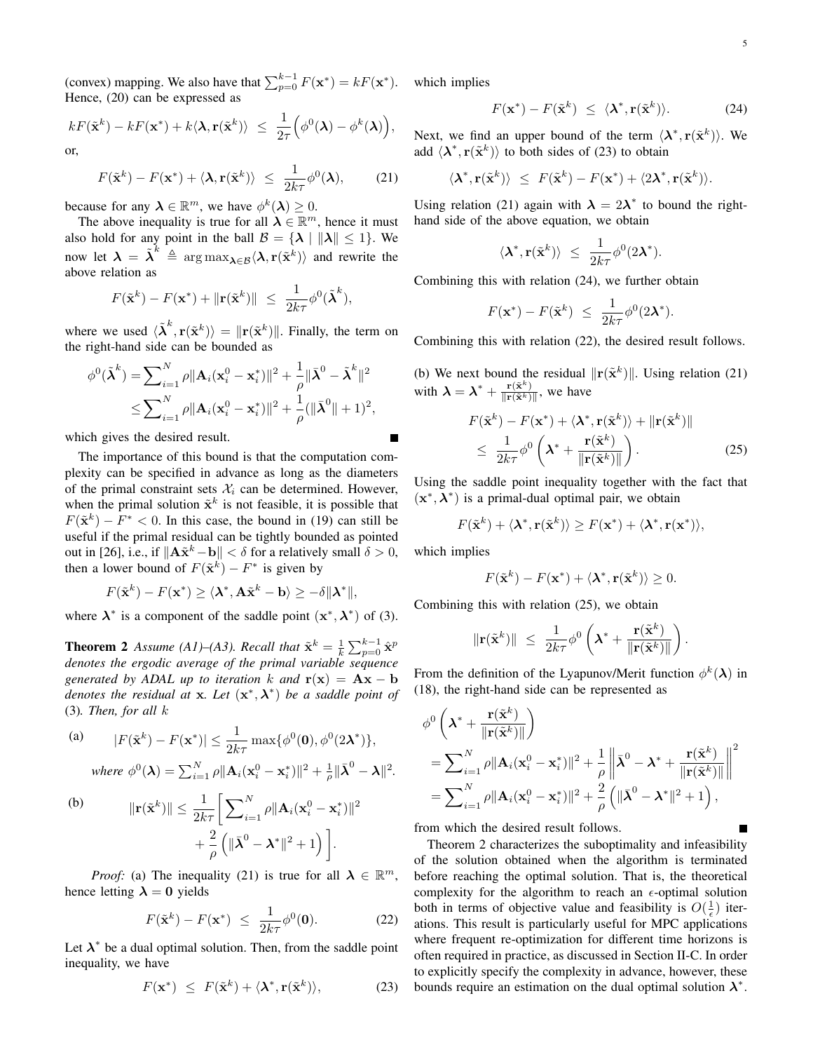(convex) mapping. We also have that $\sum_{p=0}^{k-1} F(\mathbf{x}^*) = kF(\mathbf{x}^*)$. Hence, (20) can be expressed as

$$kF(\tilde{\mathbf{x}}^k) - kF(\mathbf{x}^*) + k\langle \boldsymbol{\lambda}, \mathbf{r}(\tilde{\mathbf{x}}^k)\rangle \;\leq\; \frac{1}{2\tau}\Big(\phi^0(\boldsymbol{\lambda}) - \phi^k(\boldsymbol{\lambda})\Big),$$

or,

$$F(\tilde{\mathbf{x}}^k) - F(\mathbf{x}^*) + \langle \boldsymbol{\lambda}, \mathbf{r}(\tilde{\mathbf{x}}^k)\rangle \;\leq\; \frac{1}{2k\tau}\phi^0(\boldsymbol{\lambda}), \qquad (21)$$

because for any $\boldsymbol{\lambda} \in \mathbb{R}^m$, we have $\phi^k(\boldsymbol{\lambda}) \geq 0$.

The above inequality is true for all $\boldsymbol{\lambda} \in \mathbb{R}^m$, hence it must also hold for any point in the ball $\mathcal{B} = \{\boldsymbol{\lambda} \mid \|\boldsymbol{\lambda}\| \leq 1\}$. We now let $\boldsymbol{\lambda} = \tilde{\boldsymbol{\lambda}}^k \triangleq \arg\max_{\boldsymbol{\lambda}\in\mathcal{B}} \langle \boldsymbol{\lambda}, \mathbf{r}(\tilde{\mathbf{x}}^k)\rangle$ and rewrite the above relation as

$$F(\tilde{\mathbf{x}}^k) - F(\mathbf{x}^*) + \|\mathbf{r}(\tilde{\mathbf{x}}^k)\| \;\leq\; \frac{1}{2k\tau}\phi^0(\tilde{\boldsymbol{\lambda}}^k),$$

where we used $\langle \tilde{\boldsymbol{\lambda}}^k, \mathbf{r}(\tilde{\mathbf{x}}^k)\rangle = \|\mathbf{r}(\tilde{\mathbf{x}}^k)\|$. Finally, the term on the right-hand side can be bounded as

$$\begin{aligned}\phi^0(\tilde{\boldsymbol{\lambda}}^k) &= \sum_{i=1}^N \rho\|\mathbf{A}_i(\mathbf{x}_i^0 - \mathbf{x}_i^*)\|^2 + \frac{1}{\rho}\|\bar{\boldsymbol{\lambda}}^0 - \tilde{\boldsymbol{\lambda}}^k\|^2 \\ &\leq \sum_{i=1}^N \rho\|\mathbf{A}_i(\mathbf{x}_i^0 - \mathbf{x}_i^*)\|^2 + \frac{1}{\rho}(\|\bar{\boldsymbol{\lambda}}^0\| + 1)^2,\end{aligned}$$

which gives the desired result. ∎

The importance of this bound is that the computation complexity can be specified in advance as long as the diameters of the primal constraint sets $\mathcal{X}_i$ can be determined. However, when the primal solution $\tilde{\mathbf{x}}^k$ is not feasible, it is possible that $F(\tilde{\mathbf{x}}^k) - F^* < 0$. In this case, the bound in (19) can still be useful if the primal residual can be tightly bounded as pointed out in [26], i.e., if $\|\mathbf{A}\tilde{\mathbf{x}}^k - \mathbf{b}\| < \delta$ for a relatively small $\delta > 0$, then a lower bound of $F(\tilde{\mathbf{x}}^k) - F^*$ is given by

$$F(\tilde{\mathbf{x}}^k) - F(\mathbf{x}^*) \geq \langle \boldsymbol{\lambda}^*, \mathbf{A}\tilde{\mathbf{x}}^k - \mathbf{b}\rangle \geq -\delta\|\boldsymbol{\lambda}^*\|,$$

where $\boldsymbol{\lambda}^*$ is a component of the saddle point $(\mathbf{x}^*, \boldsymbol{\lambda}^*)$ of (3).

**Theorem 2** *Assume (A1)–(A3). Recall that $\tilde{\mathbf{x}}^k = \frac{1}{k}\sum_{p=0}^{k-1}\hat{\mathbf{x}}^p$ denotes the ergodic average of the primal variable sequence generated by ADAL up to iteration $k$ and $\mathbf{r}(\mathbf{x}) = \mathbf{A}\mathbf{x} - \mathbf{b}$ denotes the residual at $\mathbf{x}$. Let $(\mathbf{x}^*, \boldsymbol{\lambda}^*)$ be a saddle point of (3). Then, for all $k$*

(a)
$$|F(\tilde{\mathbf{x}}^k) - F(\mathbf{x}^*)| \leq \frac{1}{2k\tau}\max\{\phi^0(\mathbf{0}), \phi^0(2\boldsymbol{\lambda}^*)\},$$

*where $\phi^0(\boldsymbol{\lambda}) = \sum_{i=1}^N \rho\|\mathbf{A}_i(\mathbf{x}_i^0 - \mathbf{x}_i^*)\|^2 + \frac{1}{\rho}\|\bar{\boldsymbol{\lambda}}^0 - \boldsymbol{\lambda}\|^2$.*

(b)
$$\|\mathbf{r}(\tilde{\mathbf{x}}^k)\| \leq \frac{1}{2k\tau}\bigg[\sum_{i=1}^N \rho\|\mathbf{A}_i(\mathbf{x}_i^0 - \mathbf{x}_i^*)\|^2 + \frac{2}{\rho}\Big(\|\bar{\boldsymbol{\lambda}}^0 - \boldsymbol{\lambda}^*\|^2 + 1\Big)\bigg].$$

*Proof:* (a) The inequality (21) is true for all $\boldsymbol{\lambda} \in \mathbb{R}^m$, hence letting $\boldsymbol{\lambda} = \mathbf{0}$ yields

$$F(\tilde{\mathbf{x}}^k) - F(\mathbf{x}^*) \;\leq\; \frac{1}{2k\tau}\phi^0(\mathbf{0}). \qquad (22)$$

Let $\boldsymbol{\lambda}^*$ be a dual optimal solution. Then, from the saddle point inequality, we have

$$F(\mathbf{x}^*) \;\leq\; F(\tilde{\mathbf{x}}^k) + \langle \boldsymbol{\lambda}^*, \mathbf{r}(\tilde{\mathbf{x}}^k)\rangle, \qquad (23)$$

which implies

$$F(\mathbf{x}^*) - F(\tilde{\mathbf{x}}^k) \;\leq\; \langle \boldsymbol{\lambda}^*, \mathbf{r}(\tilde{\mathbf{x}}^k)\rangle. \qquad (24)$$

Next, we find an upper bound of the term $\langle \boldsymbol{\lambda}^*, \mathbf{r}(\tilde{\mathbf{x}}^k)\rangle$. We add $\langle \boldsymbol{\lambda}^*, \mathbf{r}(\tilde{\mathbf{x}}^k)\rangle$ to both sides of (23) to obtain

$$\langle \boldsymbol{\lambda}^*, \mathbf{r}(\tilde{\mathbf{x}}^k)\rangle \;\leq\; F(\tilde{\mathbf{x}}^k) - F(\mathbf{x}^*) + \langle 2\boldsymbol{\lambda}^*, \mathbf{r}(\tilde{\mathbf{x}}^k)\rangle.$$

Using relation (21) again with $\boldsymbol{\lambda} = 2\boldsymbol{\lambda}^*$ to bound the right-hand side of the above equation, we obtain

$$\langle \boldsymbol{\lambda}^*, \mathbf{r}(\tilde{\mathbf{x}}^k)\rangle \;\leq\; \frac{1}{2k\tau}\phi^0(2\boldsymbol{\lambda}^*).$$

Combining this with relation (24), we further obtain

$$F(\mathbf{x}^*) - F(\tilde{\mathbf{x}}^k) \;\leq\; \frac{1}{2k\tau}\phi^0(2\boldsymbol{\lambda}^*).$$

Combining this with relation (22), the desired result follows.

(b) We next bound the residual $\|\mathbf{r}(\tilde{\mathbf{x}}^k)\|$. Using relation (21) with $\boldsymbol{\lambda} = \boldsymbol{\lambda}^* + \frac{\mathbf{r}(\tilde{\mathbf{x}}^k)}{\|\mathbf{r}(\tilde{\mathbf{x}}^k)\|}$, we have

$$\begin{aligned}&F(\tilde{\mathbf{x}}^k) - F(\mathbf{x}^*) + \langle \boldsymbol{\lambda}^*, \mathbf{r}(\tilde{\mathbf{x}}^k)\rangle + \|\mathbf{r}(\tilde{\mathbf{x}}^k)\| \\ &\quad\leq\; \frac{1}{2k\tau}\phi^0\left(\boldsymbol{\lambda}^* + \frac{\mathbf{r}(\tilde{\mathbf{x}}^k)}{\|\mathbf{r}(\tilde{\mathbf{x}}^k)\|}\right). \qquad (25)\end{aligned}$$

Using the saddle point inequality together with the fact that $(\mathbf{x}^*, \boldsymbol{\lambda}^*)$ is a primal-dual optimal pair, we obtain

$$F(\tilde{\mathbf{x}}^k) + \langle \boldsymbol{\lambda}^*, \mathbf{r}(\tilde{\mathbf{x}}^k)\rangle \geq F(\mathbf{x}^*) + \langle \boldsymbol{\lambda}^*, \mathbf{r}(\mathbf{x}^*)\rangle,$$

which implies

$$F(\tilde{\mathbf{x}}^k) - F(\mathbf{x}^*) + \langle \boldsymbol{\lambda}^*, \mathbf{r}(\tilde{\mathbf{x}}^k)\rangle \geq 0.$$

Combining this with relation (25), we obtain

$$\|\mathbf{r}(\tilde{\mathbf{x}}^k)\| \;\leq\; \frac{1}{2k\tau}\phi^0\left(\boldsymbol{\lambda}^* + \frac{\mathbf{r}(\tilde{\mathbf{x}}^k)}{\|\mathbf{r}(\tilde{\mathbf{x}}^k)\|}\right).$$

From the definition of the Lyapunov/Merit function $\phi^k(\boldsymbol{\lambda})$ in (18), the right-hand side can be represented as

$$\begin{aligned}&\phi^0\left(\boldsymbol{\lambda}^* + \frac{\mathbf{r}(\tilde{\mathbf{x}}^k)}{\|\mathbf{r}(\tilde{\mathbf{x}}^k)\|}\right) \\ &= \sum_{i=1}^N \rho\|\mathbf{A}_i(\mathbf{x}_i^0 - \mathbf{x}_i^*)\|^2 + \frac{1}{\rho}\left\|\bar{\boldsymbol{\lambda}}^0 - \boldsymbol{\lambda}^* + \frac{\mathbf{r}(\tilde{\mathbf{x}}^k)}{\|\mathbf{r}(\tilde{\mathbf{x}}^k)\|}\right\|^2 \\ &= \sum_{i=1}^N \rho\|\mathbf{A}_i(\mathbf{x}_i^0 - \mathbf{x}_i^*)\|^2 + \frac{2}{\rho}\left(\|\bar{\boldsymbol{\lambda}}^0 - \boldsymbol{\lambda}^*\|^2 + 1\right),\end{aligned}$$

from which the desired result follows. ∎

Theorem 2 characterizes the suboptimality and infeasibility of the solution obtained when the algorithm is terminated before reaching the optimal solution. That is, the theoretical complexity for the algorithm to reach an $\epsilon$-optimal solution both in terms of objective value and feasibility is $O(\frac{1}{\epsilon})$ iterations. This result is particularly useful for MPC applications where frequent re-optimization for different time horizons is often required in practice, as discussed in Section II-C. In order to explicitly specify the complexity in advance, however, these bounds require an estimation on the dual optimal solution $\boldsymbol{\lambda}^*$.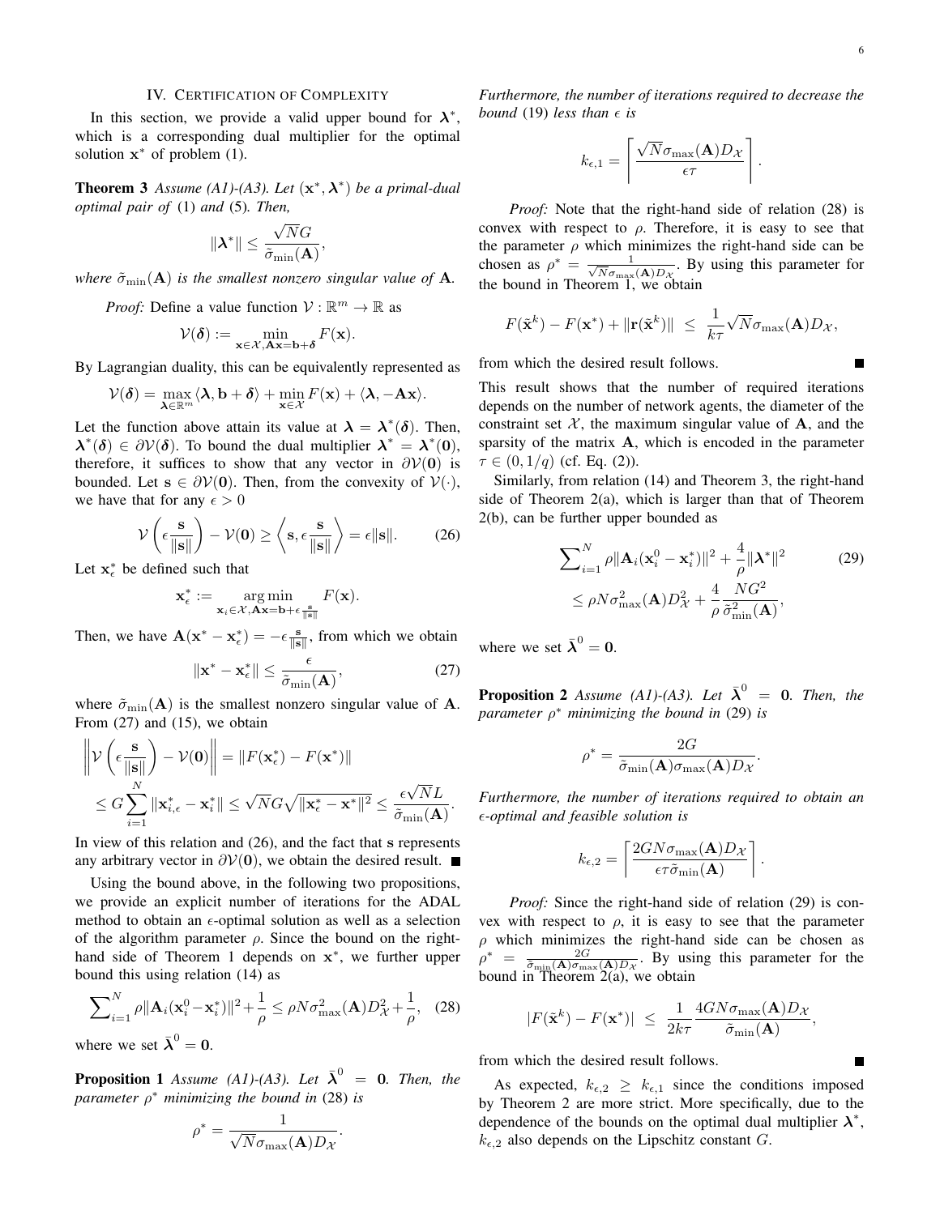## IV. Certification of Complexity

In this section, we provide a valid upper bound for $\boldsymbol{\lambda}^*$, which is a corresponding dual multiplier for the optimal solution $\mathbf{x}^*$ of problem (1).

**Theorem 3** *Assume (A1)-(A3). Let $(\mathbf{x}^*, \boldsymbol{\lambda}^*)$ be a primal-dual optimal pair of* (1) *and* (5)*. Then,*

$$\|\boldsymbol{\lambda}^*\| \leq \frac{\sqrt{N}G}{\tilde{\sigma}_{\min}(\mathbf{A})},$$

*where $\tilde{\sigma}_{\min}(\mathbf{A})$ is the smallest nonzero singular value of $\mathbf{A}$.*

*Proof:* Define a value function $\mathcal{V}: \mathbb{R}^m \to \mathbb{R}$ as

$$\mathcal{V}(\boldsymbol{\delta}) := \min_{\mathbf{x} \in \mathcal{X}, \mathbf{A}\mathbf{x} = \mathbf{b} + \boldsymbol{\delta}} F(\mathbf{x}).$$

By Lagrangian duality, this can be equivalently represented as

$$\mathcal{V}(\boldsymbol{\delta}) = \max_{\boldsymbol{\lambda} \in \mathbb{R}^m} \langle \boldsymbol{\lambda}, \mathbf{b} + \boldsymbol{\delta} \rangle + \min_{\mathbf{x} \in \mathcal{X}} F(\mathbf{x}) + \langle \boldsymbol{\lambda}, -\mathbf{A}\mathbf{x} \rangle.$$

Let the function above attain its value at $\boldsymbol{\lambda} = \boldsymbol{\lambda}^*(\boldsymbol{\delta})$. Then, $\boldsymbol{\lambda}^*(\boldsymbol{\delta}) \in \partial \mathcal{V}(\boldsymbol{\delta})$. To bound the dual multiplier $\boldsymbol{\lambda}^* = \boldsymbol{\lambda}^*(\mathbf{0})$, therefore, it suffices to show that any vector in $\partial \mathcal{V}(\mathbf{0})$ is bounded. Let $\mathbf{s} \in \partial \mathcal{V}(\mathbf{0})$. Then, from the convexity of $\mathcal{V}(\cdot)$, we have that for any $\epsilon > 0$

$$\mathcal{V}\left(\epsilon \frac{\mathbf{s}}{\|\mathbf{s}\|}\right) - \mathcal{V}(\mathbf{0}) \geq \left\langle \mathbf{s}, \epsilon \frac{\mathbf{s}}{\|\mathbf{s}\|} \right\rangle = \epsilon \|\mathbf{s}\|. \tag{26}$$

Let $\mathbf{x}_\epsilon^*$ be defined such that

$$\mathbf{x}_\epsilon^* := \underset{\mathbf{x}_i \in \mathcal{X}, \mathbf{A}\mathbf{x} = \mathbf{b} + \epsilon \frac{\mathbf{s}}{\|\mathbf{s}\|}}{\arg\min} F(\mathbf{x}).$$

Then, we have $\mathbf{A}(\mathbf{x}^* - \mathbf{x}_\epsilon^*) = -\epsilon \frac{\mathbf{s}}{\|\mathbf{s}\|}$, from which we obtain

$$\|\mathbf{x}^* - \mathbf{x}_\epsilon^*\| \leq \frac{\epsilon}{\tilde{\sigma}_{\min}(\mathbf{A})}, \tag{27}$$

where $\tilde{\sigma}_{\min}(\mathbf{A})$ is the smallest nonzero singular value of $\mathbf{A}$. From (27) and (15), we obtain

$$\begin{aligned}
&\left\| \mathcal{V}\left(\epsilon \frac{\mathbf{s}}{\|\mathbf{s}\|}\right) - \mathcal{V}(\mathbf{0}) \right\| = \|F(\mathbf{x}_\epsilon^*) - F(\mathbf{x}^*)\| \\
&\leq G \sum_{i=1}^N \|\mathbf{x}_{i,\epsilon}^* - \mathbf{x}_i^*\| \leq \sqrt{N} G \sqrt{\|\mathbf{x}_\epsilon^* - \mathbf{x}^*\|^2} \leq \frac{\epsilon \sqrt{N} L}{\tilde{\sigma}_{\min}(\mathbf{A})}.
\end{aligned}$$

In view of this relation and (26), and the fact that $\mathbf{s}$ represents any arbitrary vector in $\partial \mathcal{V}(\mathbf{0})$, we obtain the desired result. ■

Using the bound above, in the following two propositions, we provide an explicit number of iterations for the ADAL method to obtain an $\epsilon$-optimal solution as well as a selection of the algorithm parameter $\rho$. Since the bound on the right-hand side of Theorem 1 depends on $\mathbf{x}^*$, we further upper bound this using relation (14) as

$$\sum\nolimits_{i=1}^N \rho \|\mathbf{A}_i(\mathbf{x}_i^0 - \mathbf{x}_i^*)\|^2 + \frac{1}{\rho} \leq \rho N \sigma_{\max}^2(\mathbf{A}) D_{\mathcal{X}}^2 + \frac{1}{\rho}, \tag{28}$$

where we set $\bar{\boldsymbol{\lambda}}^0 = \mathbf{0}$.

**Proposition 1** *Assume (A1)-(A3). Let $\bar{\boldsymbol{\lambda}}^0 = \mathbf{0}$. Then, the parameter $\rho^*$ minimizing the bound in* (28) *is*

$$\rho^* = \frac{1}{\sqrt{N}\sigma_{\max}(\mathbf{A}) D_{\mathcal{X}}}.$$

*Furthermore, the number of iterations required to decrease the bound* (19) *less than $\epsilon$ is*

$$k_{\epsilon,1} = \left\lceil \frac{\sqrt{N}\sigma_{\max}(\mathbf{A}) D_{\mathcal{X}}}{\epsilon \tau} \right\rceil.$$

*Proof:* Note that the right-hand side of relation (28) is convex with respect to $\rho$. Therefore, it is easy to see that the parameter $\rho$ which minimizes the right-hand side can be chosen as $\rho^* = \frac{1}{\sqrt{N}\sigma_{\max}(\mathbf{A}) D_{\mathcal{X}}}$. By using this parameter for the bound in Theorem 1, we obtain

$$F(\tilde{\mathbf{x}}^k) - F(\mathbf{x}^*) + \|\mathbf{r}(\tilde{\mathbf{x}}^k)\| \;\leq\; \frac{1}{k\tau} \sqrt{N} \sigma_{\max}(\mathbf{A}) D_{\mathcal{X}},$$

from which the desired result follows. ■

This result shows that the number of required iterations depends on the number of network agents, the diameter of the constraint set $\mathcal{X}$, the maximum singular value of $\mathbf{A}$, and the sparsity of the matrix $\mathbf{A}$, which is encoded in the parameter $\tau \in (0, 1/q)$ (cf. Eq. (2)).

Similarly, from relation (14) and Theorem 3, the right-hand side of Theorem 2(a), which is larger than that of Theorem 2(b), can be further upper bounded as

$$\begin{aligned}
&\sum\nolimits_{i=1}^N \rho \|\mathbf{A}_i(\mathbf{x}_i^0 - \mathbf{x}_i^*)\|^2 + \frac{4}{\rho} \|\boldsymbol{\lambda}^*\|^2 \qquad\qquad (29) \\
&\leq \rho N \sigma_{\max}^2(\mathbf{A}) D_{\mathcal{X}}^2 + \frac{4}{\rho} \frac{N G^2}{\tilde{\sigma}_{\min}^2(\mathbf{A})},
\end{aligned}$$

where we set $\bar{\boldsymbol{\lambda}}^0 = \mathbf{0}$.

**Proposition 2** *Assume (A1)-(A3). Let $\bar{\boldsymbol{\lambda}}^0 = \mathbf{0}$. Then, the parameter $\rho^*$ minimizing the bound in* (29) *is*

$$\rho^* = \frac{2G}{\tilde{\sigma}_{\min}(\mathbf{A}) \sigma_{\max}(\mathbf{A}) D_{\mathcal{X}}}.$$

*Furthermore, the number of iterations required to obtain an $\epsilon$-optimal and feasible solution is*

$$k_{\epsilon,2} = \left\lceil \frac{2GN\sigma_{\max}(\mathbf{A}) D_{\mathcal{X}}}{\epsilon \tau \tilde{\sigma}_{\min}(\mathbf{A})} \right\rceil.$$

*Proof:* Since the right-hand side of relation (29) is convex with respect to $\rho$, it is easy to see that the parameter $\rho$ which minimizes the right-hand side can be chosen as $\rho^* = \frac{2G}{\tilde{\sigma}_{\min}(\mathbf{A})\sigma_{\max}(\mathbf{A}) D_{\mathcal{X}}}$. By using this parameter for the bound in Theorem 2(a), we obtain

$$|F(\tilde{\mathbf{x}}^k) - F(\mathbf{x}^*)| \;\leq\; \frac{1}{2k\tau} \frac{4GN\sigma_{\max}(\mathbf{A}) D_{\mathcal{X}}}{\tilde{\sigma}_{\min}(\mathbf{A})},$$

from which the desired result follows. ■

As expected, $k_{\epsilon,2} \geq k_{\epsilon,1}$ since the conditions imposed by Theorem 2 are more strict. More specifically, due to the dependence of the bounds on the optimal dual multiplier $\boldsymbol{\lambda}^*$, $k_{\epsilon,2}$ also depends on the Lipschitz constant $G$.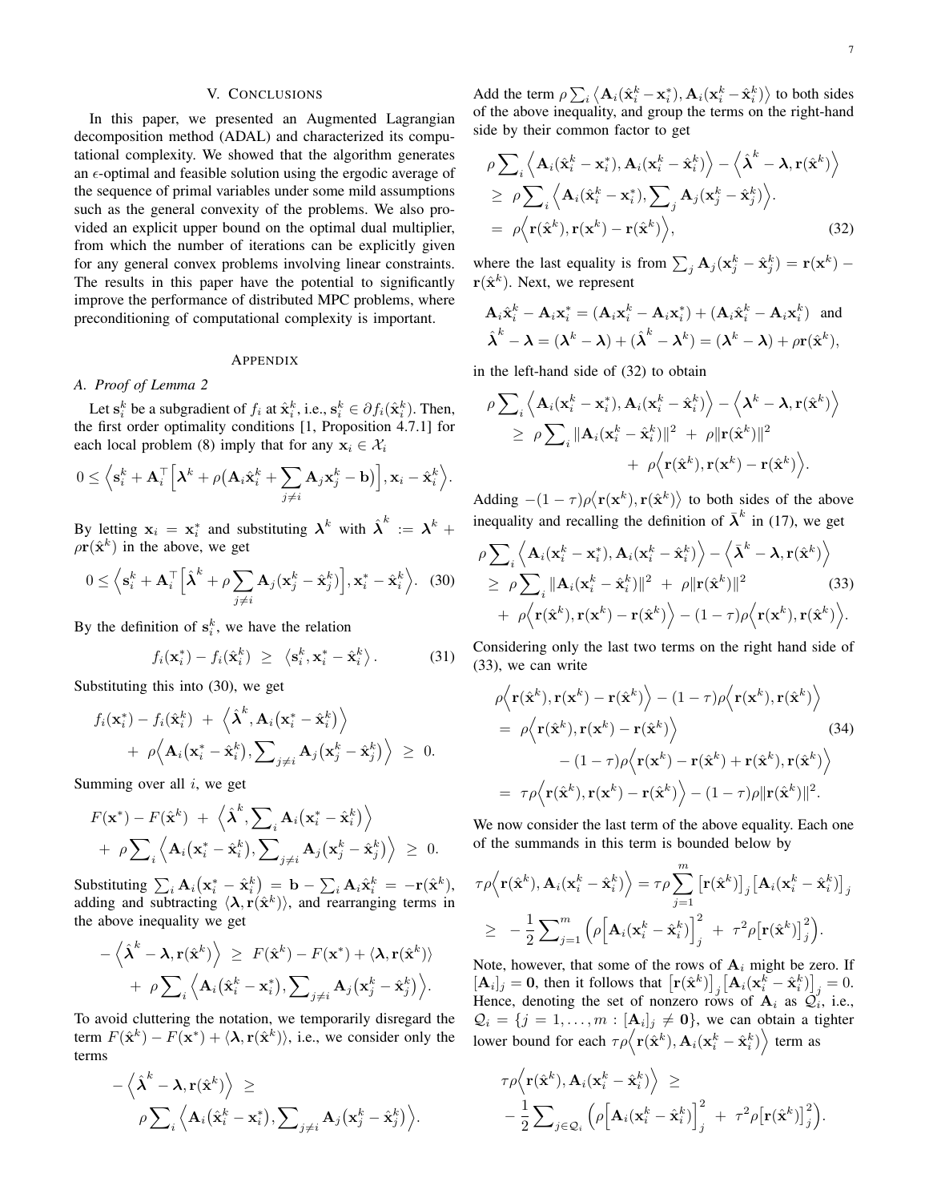## V. Conclusions

In this paper, we presented an Augmented Lagrangian decomposition method (ADAL) and characterized its computational complexity. We showed that the algorithm generates an $\epsilon$-optimal and feasible solution using the ergodic average of the sequence of primal variables under some mild assumptions such as the general convexity of the problems. We also provided an explicit upper bound on the optimal dual multiplier, from which the number of iterations can be explicitly given for any general convex problems involving linear constraints. The results in this paper have the potential to significantly improve the performance of distributed MPC problems, where preconditioning of computational complexity is important.

## Appendix

### A. Proof of Lemma 2

Let $\mathbf{s}_i^k$ be a subgradient of $f_i$ at $\hat{\mathbf{x}}_i^k$, i.e., $\mathbf{s}_i^k \in \partial f_i(\hat{\mathbf{x}}_i^k)$. Then, the first order optimality conditions [1, Proposition 4.7.1] for each local problem (8) imply that for any $\mathbf{x}_i \in \mathcal{X}_i$

$$0 \leq \Big\langle \mathbf{s}_i^k + \mathbf{A}_i^\top \Big[\boldsymbol{\lambda}^k + \rho\big(\mathbf{A}_i\hat{\mathbf{x}}_i^k + \sum_{j\neq i}\mathbf{A}_j\mathbf{x}_j^k - \mathbf{b}\big)\Big], \mathbf{x}_i - \hat{\mathbf{x}}_i^k \Big\rangle.$$

By letting $\mathbf{x}_i = \mathbf{x}_i^*$ and substituting $\boldsymbol{\lambda}^k$ with $\hat{\boldsymbol{\lambda}}^k := \boldsymbol{\lambda}^k + \rho\mathbf{r}(\hat{\mathbf{x}}^k)$ in the above, we get

$$0 \leq \Big\langle \mathbf{s}_i^k + \mathbf{A}_i^\top \Big[\hat{\boldsymbol{\lambda}}^k + \rho\sum_{j\neq i}\mathbf{A}_j(\mathbf{x}_j^k - \hat{\mathbf{x}}_j^k)\Big], \mathbf{x}_i^* - \hat{\mathbf{x}}_i^k \Big\rangle. \quad (30)$$

By the definition of $\mathbf{s}_i^k$, we have the relation

$$f_i(\mathbf{x}_i^*) - f_i(\hat{\mathbf{x}}_i^k) \;\geq\; \big\langle \mathbf{s}_i^k, \mathbf{x}_i^* - \hat{\mathbf{x}}_i^k \big\rangle. \quad (31)$$

Substituting this into (30), we get

$$f_i(\mathbf{x}_i^*) - f_i(\hat{\mathbf{x}}_i^k) \;+\; \Big\langle \hat{\boldsymbol{\lambda}}^k, \mathbf{A}_i\big(\mathbf{x}_i^* - \hat{\mathbf{x}}_i^k\big) \Big\rangle + \;\rho\Big\langle \mathbf{A}_i\big(\mathbf{x}_i^* - \hat{\mathbf{x}}_i^k\big), \sum_{j\neq i}\mathbf{A}_j\big(\mathbf{x}_j^k - \hat{\mathbf{x}}_j^k\big) \Big\rangle \;\geq\; 0.$$

Summing over all $i$, we get

$$F(\mathbf{x}^*) - F(\hat{\mathbf{x}}^k) \;+\; \Big\langle \hat{\boldsymbol{\lambda}}^k, \sum_i \mathbf{A}_i\big(\mathbf{x}_i^* - \hat{\mathbf{x}}_i^k\big) \Big\rangle + \;\rho\sum_i \Big\langle \mathbf{A}_i\big(\mathbf{x}_i^* - \hat{\mathbf{x}}_i^k\big), \sum_{j\neq i}\mathbf{A}_j\big(\mathbf{x}_j^k - \hat{\mathbf{x}}_j^k\big) \Big\rangle \;\geq\; 0.$$

Substituting $\sum_i \mathbf{A}_i\big(\mathbf{x}_i^* - \hat{\mathbf{x}}_i^k\big) = \mathbf{b} - \sum_i \mathbf{A}_i\hat{\mathbf{x}}_i^k = -\mathbf{r}(\hat{\mathbf{x}}^k)$, adding and subtracting $\langle \boldsymbol{\lambda}, \mathbf{r}(\hat{\mathbf{x}}^k)\rangle$, and rearranging terms in the above inequality we get

$$-\Big\langle \hat{\boldsymbol{\lambda}}^k - \boldsymbol{\lambda}, \mathbf{r}(\hat{\mathbf{x}}^k) \Big\rangle \;\geq\; F(\hat{\mathbf{x}}^k) - F(\mathbf{x}^*) + \langle \boldsymbol{\lambda}, \mathbf{r}(\hat{\mathbf{x}}^k)\rangle + \;\rho\sum_i \Big\langle \mathbf{A}_i\big(\hat{\mathbf{x}}_i^k - \mathbf{x}_i^*\big), \sum_{j\neq i}\mathbf{A}_j\big(\mathbf{x}_j^k - \hat{\mathbf{x}}_j^k\big) \Big\rangle.$$

To avoid cluttering the notation, we temporarily disregard the term $F(\hat{\mathbf{x}}^k) - F(\mathbf{x}^*) + \langle \boldsymbol{\lambda}, \mathbf{r}(\hat{\mathbf{x}}^k)\rangle$, i.e., we consider only the terms

$$-\Big\langle \hat{\boldsymbol{\lambda}}^k - \boldsymbol{\lambda}, \mathbf{r}(\hat{\mathbf{x}}^k) \Big\rangle \;\geq\; \rho\sum_i \Big\langle \mathbf{A}_i\big(\hat{\mathbf{x}}_i^k - \mathbf{x}_i^*\big), \sum_{j\neq i}\mathbf{A}_j\big(\mathbf{x}_j^k - \hat{\mathbf{x}}_j^k\big) \Big\rangle.$$

Add the term $\rho\sum_i \big\langle \mathbf{A}_i(\hat{\mathbf{x}}_i^k - \mathbf{x}_i^*), \mathbf{A}_i(\mathbf{x}_i^k - \hat{\mathbf{x}}_i^k)\big\rangle$ to both sides of the above inequality, and group the terms on the right-hand side by their common factor to get

$$\begin{aligned}
&\rho\sum_i \Big\langle \mathbf{A}_i(\hat{\mathbf{x}}_i^k - \mathbf{x}_i^*), \mathbf{A}_i(\mathbf{x}_i^k - \hat{\mathbf{x}}_i^k)\Big\rangle - \Big\langle \hat{\boldsymbol{\lambda}}^k - \boldsymbol{\lambda}, \mathbf{r}(\hat{\mathbf{x}}^k)\Big\rangle \\
&\geq\; \rho\sum_i \Big\langle \mathbf{A}_i(\hat{\mathbf{x}}_i^k - \mathbf{x}_i^*), \sum_j \mathbf{A}_j(\mathbf{x}_j^k - \hat{\mathbf{x}}_j^k)\Big\rangle. \\
&=\; \rho\Big\langle \mathbf{r}(\hat{\mathbf{x}}^k), \mathbf{r}(\mathbf{x}^k) - \mathbf{r}(\hat{\mathbf{x}}^k)\Big\rangle, \quad (32)
\end{aligned}$$

where the last equality is from $\sum_j \mathbf{A}_j(\mathbf{x}_j^k - \hat{\mathbf{x}}_j^k) = \mathbf{r}(\mathbf{x}^k) - \mathbf{r}(\hat{\mathbf{x}}^k)$. Next, we represent

$$\mathbf{A}_i\hat{\mathbf{x}}_i^k - \mathbf{A}_i\mathbf{x}_i^* = (\mathbf{A}_i\mathbf{x}_i^k - \mathbf{A}_i\mathbf{x}_i^*) + (\mathbf{A}_i\hat{\mathbf{x}}_i^k - \mathbf{A}_i\mathbf{x}_i^k) \;\text{ and}$$
$$\hat{\boldsymbol{\lambda}}^k - \boldsymbol{\lambda} = (\boldsymbol{\lambda}^k - \boldsymbol{\lambda}) + (\hat{\boldsymbol{\lambda}}^k - \boldsymbol{\lambda}^k) = (\boldsymbol{\lambda}^k - \boldsymbol{\lambda}) + \rho\mathbf{r}(\hat{\mathbf{x}}^k),$$

in the left-hand side of (32) to obtain

$$\begin{aligned}
&\rho\sum_i \Big\langle \mathbf{A}_i(\mathbf{x}_i^k - \mathbf{x}_i^*), \mathbf{A}_i(\mathbf{x}_i^k - \hat{\mathbf{x}}_i^k)\Big\rangle - \Big\langle \boldsymbol{\lambda}^k - \boldsymbol{\lambda}, \mathbf{r}(\hat{\mathbf{x}}^k)\Big\rangle \\
&\geq\; \rho\sum_i \|\mathbf{A}_i(\mathbf{x}_i^k - \hat{\mathbf{x}}_i^k)\|^2 \;+\; \rho\|\mathbf{r}(\hat{\mathbf{x}}^k)\|^2 \\
&\quad+\; \rho\Big\langle \mathbf{r}(\hat{\mathbf{x}}^k), \mathbf{r}(\mathbf{x}^k) - \mathbf{r}(\hat{\mathbf{x}}^k)\Big\rangle.
\end{aligned}$$

Adding $-(1-\tau)\rho\big\langle \mathbf{r}(\mathbf{x}^k), \mathbf{r}(\hat{\mathbf{x}}^k)\big\rangle$ to both sides of the above inequality and recalling the definition of $\bar{\boldsymbol{\lambda}}^k$ in (17), we get

$$\begin{aligned}
&\rho\sum_i \Big\langle \mathbf{A}_i(\mathbf{x}_i^k - \mathbf{x}_i^*), \mathbf{A}_i(\mathbf{x}_i^k - \hat{\mathbf{x}}_i^k)\Big\rangle - \Big\langle \bar{\boldsymbol{\lambda}}^k - \boldsymbol{\lambda}, \mathbf{r}(\hat{\mathbf{x}}^k)\Big\rangle \\
&\geq\; \rho\sum_i \|\mathbf{A}_i(\mathbf{x}_i^k - \hat{\mathbf{x}}_i^k)\|^2 \;+\; \rho\|\mathbf{r}(\hat{\mathbf{x}}^k)\|^2 \quad (33)\\
&\quad+\; \rho\Big\langle \mathbf{r}(\hat{\mathbf{x}}^k), \mathbf{r}(\mathbf{x}^k) - \mathbf{r}(\hat{\mathbf{x}}^k)\Big\rangle - (1-\tau)\rho\Big\langle \mathbf{r}(\mathbf{x}^k), \mathbf{r}(\hat{\mathbf{x}}^k)\Big\rangle.
\end{aligned}$$

Considering only the last two terms on the right hand side of (33), we can write

$$\begin{aligned}
&\rho\Big\langle \mathbf{r}(\hat{\mathbf{x}}^k), \mathbf{r}(\mathbf{x}^k) - \mathbf{r}(\hat{\mathbf{x}}^k)\Big\rangle - (1-\tau)\rho\Big\langle \mathbf{r}(\mathbf{x}^k), \mathbf{r}(\hat{\mathbf{x}}^k)\Big\rangle \\
&=\; \rho\Big\langle \mathbf{r}(\hat{\mathbf{x}}^k), \mathbf{r}(\mathbf{x}^k) - \mathbf{r}(\hat{\mathbf{x}}^k)\Big\rangle \quad (34)\\
&\quad- (1-\tau)\rho\Big\langle \mathbf{r}(\mathbf{x}^k) - \mathbf{r}(\hat{\mathbf{x}}^k) + \mathbf{r}(\hat{\mathbf{x}}^k), \mathbf{r}(\hat{\mathbf{x}}^k)\Big\rangle \\
&=\; \tau\rho\Big\langle \mathbf{r}(\hat{\mathbf{x}}^k), \mathbf{r}(\mathbf{x}^k) - \mathbf{r}(\hat{\mathbf{x}}^k)\Big\rangle - (1-\tau)\rho\|\mathbf{r}(\hat{\mathbf{x}}^k)\|^2.
\end{aligned}$$

We now consider the last term of the above equality. Each one of the summands in this term is bounded below by

$$\begin{aligned}
\tau\rho\Big\langle \mathbf{r}(\hat{\mathbf{x}}^k), \mathbf{A}_i(\mathbf{x}_i^k - \hat{\mathbf{x}}_i^k)\Big\rangle &= \tau\rho\sum_{j=1}^m \big[\mathbf{r}(\hat{\mathbf{x}}^k)\big]_j \big[\mathbf{A}_i(\mathbf{x}_i^k - \hat{\mathbf{x}}_i^k)\big]_j \\
&\geq\; -\frac{1}{2}\sum_{j=1}^m \Big(\rho\Big[\mathbf{A}_i(\mathbf{x}_i^k - \hat{\mathbf{x}}_i^k)\Big]_j^2 \;+\; \tau^2\rho\big[\mathbf{r}(\hat{\mathbf{x}}^k)\big]_j^2\Big).
\end{aligned}$$

Note, however, that some of the rows of $\mathbf{A}_i$ might be zero. If $[\mathbf{A}_i]_j = \mathbf{0}$, then it follows that $\big[\mathbf{r}(\hat{\mathbf{x}}^k)\big]_j \big[\mathbf{A}_i(\mathbf{x}_i^k - \hat{\mathbf{x}}_i^k)\big]_j = 0$. Hence, denoting the set of nonzero rows of $\mathbf{A}_i$ as $\mathcal{Q}_i$, i.e., $\mathcal{Q}_i = \{j = 1, \ldots, m : [\mathbf{A}_i]_j \neq \mathbf{0}\}$, we can obtain a tighter lower bound for each $\tau\rho\big\langle \mathbf{r}(\hat{\mathbf{x}}^k), \mathbf{A}_i(\mathbf{x}_i^k - \hat{\mathbf{x}}_i^k)\big\rangle$ term as

$$\tau\rho\Big\langle \mathbf{r}(\hat{\mathbf{x}}^k), \mathbf{A}_i(\mathbf{x}_i^k - \hat{\mathbf{x}}_i^k)\Big\rangle \;\geq\; -\frac{1}{2}\sum_{j\in\mathcal{Q}_i} \Big(\rho\Big[\mathbf{A}_i(\mathbf{x}_i^k - \hat{\mathbf{x}}_i^k)\Big]_j^2 \;+\; \tau^2\rho\big[\mathbf{r}(\hat{\mathbf{x}}^k)\big]_j^2\Big).$$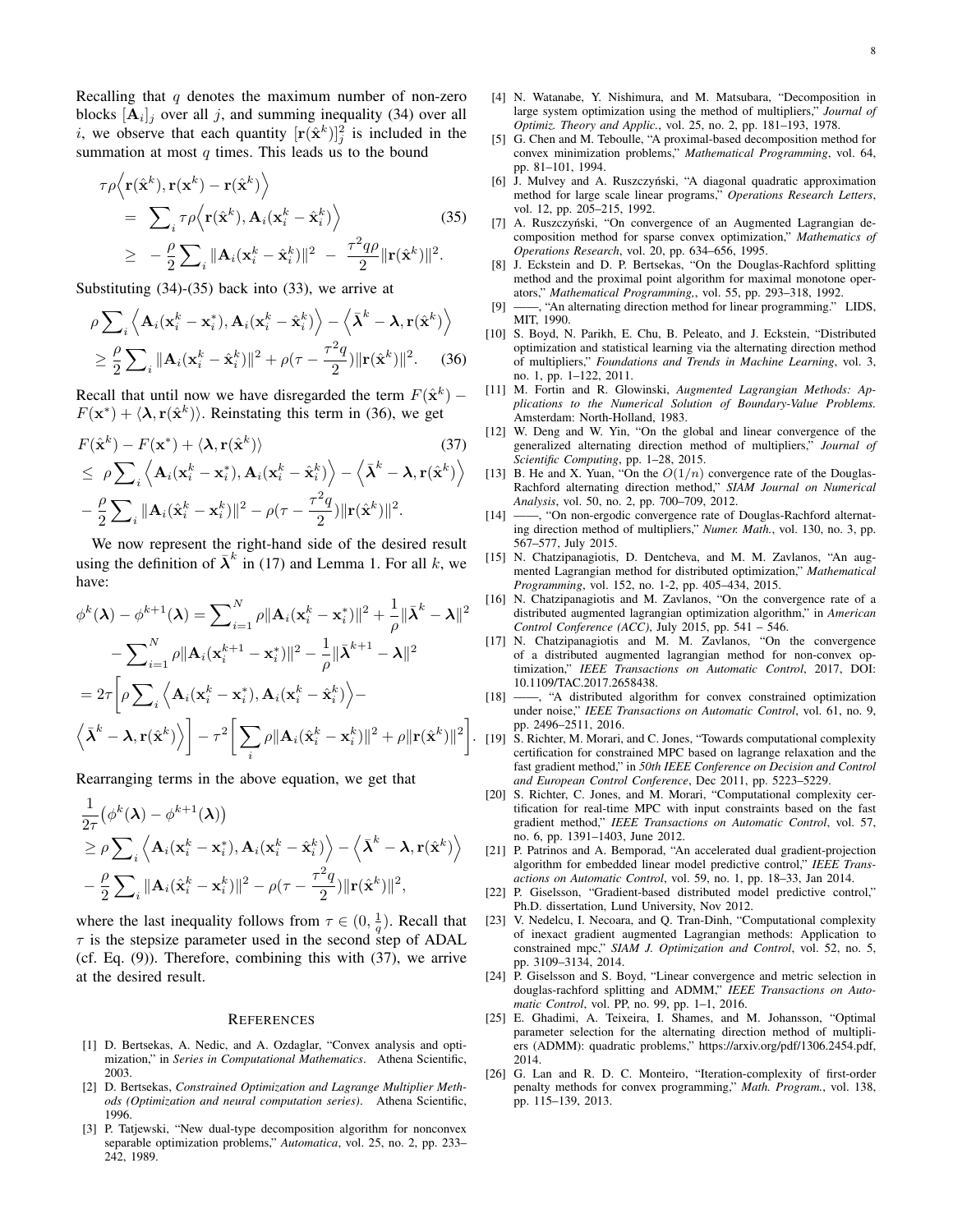Recalling that $q$ denotes the maximum number of non-zero blocks $[\mathbf{A}_i]_j$ over all $j$, and summing inequality (34) over all $i$, we observe that each quantity $[\mathbf{r}(\hat{\mathbf{x}}^k)]_j^2$ is included in the summation at most $q$ times. This leads us to the bound

$$
\begin{aligned}
\tau\rho\Big\langle \mathbf{r}(\hat{\mathbf{x}}^k), \mathbf{r}(\mathbf{x}^k) - \mathbf{r}(\hat{\mathbf{x}}^k)\Big\rangle \\
&= \sum_i \tau\rho\Big\langle \mathbf{r}(\hat{\mathbf{x}}^k), \mathbf{A}_i(\mathbf{x}_i^k - \hat{\mathbf{x}}_i^k)\Big\rangle \qquad (35)\\
&\geq -\frac{\rho}{2}\sum_i \|\mathbf{A}_i(\mathbf{x}_i^k - \hat{\mathbf{x}}_i^k)\|^2 - \frac{\tau^2 q\rho}{2}\|\mathbf{r}(\hat{\mathbf{x}}^k)\|^2.
\end{aligned}
$$

Substituting (34)-(35) back into (33), we arrive at

$$
\begin{aligned}
&\rho\sum_i \Big\langle \mathbf{A}_i(\mathbf{x}_i^k - \mathbf{x}_i^*), \mathbf{A}_i(\mathbf{x}_i^k - \hat{\mathbf{x}}_i^k)\Big\rangle - \Big\langle \bar{\boldsymbol{\lambda}}^k - \boldsymbol{\lambda}, \mathbf{r}(\hat{\mathbf{x}}^k)\Big\rangle \\
&\geq \frac{\rho}{2}\sum_i \|\mathbf{A}_i(\mathbf{x}_i^k - \hat{\mathbf{x}}_i^k)\|^2 + \rho(\tau - \frac{\tau^2 q}{2})\|\mathbf{r}(\hat{\mathbf{x}}^k)\|^2. \qquad (36)
\end{aligned}
$$

Recall that until now we have disregarded the term $F(\hat{\mathbf{x}}^k) - F(\mathbf{x}^*) + \langle \boldsymbol{\lambda}, \mathbf{r}(\hat{\mathbf{x}}^k)\rangle$. Reinstating this term in (36), we get

$$
\begin{aligned}
&F(\hat{\mathbf{x}}^k) - F(\mathbf{x}^*) + \langle \boldsymbol{\lambda}, \mathbf{r}(\hat{\mathbf{x}}^k)\rangle \qquad (37)\\
&\leq \rho\sum_i \Big\langle \mathbf{A}_i(\mathbf{x}_i^k - \mathbf{x}_i^*), \mathbf{A}_i(\mathbf{x}_i^k - \hat{\mathbf{x}}_i^k)\Big\rangle - \Big\langle \bar{\boldsymbol{\lambda}}^k - \boldsymbol{\lambda}, \mathbf{r}(\hat{\mathbf{x}}^k)\Big\rangle \\
&- \frac{\rho}{2}\sum_i \|\mathbf{A}_i(\hat{\mathbf{x}}_i^k - \mathbf{x}_i^k)\|^2 - \rho(\tau - \frac{\tau^2 q}{2})\|\mathbf{r}(\hat{\mathbf{x}}^k)\|^2.
\end{aligned}
$$

We now represent the right-hand side of the desired result using the definition of $\bar{\boldsymbol{\lambda}}^k$ in (17) and Lemma 1. For all $k$, we have:

$$
\begin{aligned}
&\phi^k(\boldsymbol{\lambda}) - \phi^{k+1}(\boldsymbol{\lambda}) = \sum_{i=1}^N \rho\|\mathbf{A}_i(\mathbf{x}_i^k - \mathbf{x}_i^*)\|^2 + \frac{1}{\rho}\|\bar{\boldsymbol{\lambda}}^k - \boldsymbol{\lambda}\|^2 \\
&\quad - \sum_{i=1}^N \rho\|\mathbf{A}_i(\mathbf{x}_i^{k+1} - \mathbf{x}_i^*)\|^2 - \frac{1}{\rho}\|\bar{\boldsymbol{\lambda}}^{k+1} - \boldsymbol{\lambda}\|^2 \\
&= 2\tau\bigg[\rho\sum_i \Big\langle \mathbf{A}_i(\mathbf{x}_i^k - \mathbf{x}_i^*), \mathbf{A}_i(\mathbf{x}_i^k - \hat{\mathbf{x}}_i^k)\Big\rangle - \\
&\Big\langle \bar{\boldsymbol{\lambda}}^k - \boldsymbol{\lambda}, \mathbf{r}(\hat{\mathbf{x}}^k)\Big\rangle\bigg] - \tau^2\bigg[\sum_i \rho\|\mathbf{A}_i(\hat{\mathbf{x}}_i^k - \mathbf{x}_i^k)\|^2 + \rho\|\mathbf{r}(\hat{\mathbf{x}}^k)\|^2\bigg].
\end{aligned}
$$

Rearranging terms in the above equation, we get that

$$
\begin{aligned}
&\frac{1}{2\tau}\big(\phi^k(\boldsymbol{\lambda}) - \phi^{k+1}(\boldsymbol{\lambda})\big) \\
&\geq \rho\sum_i \Big\langle \mathbf{A}_i(\mathbf{x}_i^k - \mathbf{x}_i^*), \mathbf{A}_i(\mathbf{x}_i^k - \hat{\mathbf{x}}_i^k)\Big\rangle - \Big\langle \bar{\boldsymbol{\lambda}}^k - \boldsymbol{\lambda}, \mathbf{r}(\hat{\mathbf{x}}^k)\Big\rangle \\
&- \frac{\rho}{2}\sum_i \|\mathbf{A}_i(\hat{\mathbf{x}}_i^k - \mathbf{x}_i^k)\|^2 - \rho(\tau - \frac{\tau^2 q}{2})\|\mathbf{r}(\hat{\mathbf{x}}^k)\|^2,
\end{aligned}
$$

where the last inequality follows from $\tau \in (0, \frac{1}{q})$. Recall that $\tau$ is the stepsize parameter used in the second step of ADAL (cf. Eq. (9)). Therefore, combining this with (37), we arrive at the desired result.

## References

[1] D. Bertsekas, A. Nedic, and A. Ozdaglar, "Convex analysis and optimization," in *Series in Computational Mathematics*. Athena Scientific, 2003.

[2] D. Bertsekas, *Constrained Optimization and Lagrange Multiplier Methods (Optimization and neural computation series)*. Athena Scientific, 1996.

[3] P. Tatjewski, "New dual-type decomposition algorithm for nonconvex separable optimization problems," *Automatica*, vol. 25, no. 2, pp. 233–242, 1989.

[4] N. Watanabe, Y. Nishimura, and M. Matsubara, "Decomposition in large system optimization using the method of multipliers," *Journal of Optimiz. Theory and Applic.*, vol. 25, no. 2, pp. 181–193, 1978.

[5] G. Chen and M. Teboulle, "A proximal-based decomposition method for convex minimization problems," *Mathematical Programming*, vol. 64, pp. 81–101, 1994.

[6] J. Mulvey and A. Ruszczyński, "A diagonal quadratic approximation method for large scale linear programs," *Operations Research Letters*, vol. 12, pp. 205–215, 1992.

[7] A. Ruszczyński, "On convergence of an Augmented Lagrangian decomposition method for sparse convex optimization," *Mathematics of Operations Research*, vol. 20, pp. 634–656, 1995.

[8] J. Eckstein and D. P. Bertsekas, "On the Douglas-Rachford splitting method and the proximal point algorithm for maximal monotone operators," *Mathematical Programming,*, vol. 55, pp. 293–318, 1992.

[9] ——, "An alternating direction method for linear programming." LIDS, MIT, 1990.

[10] S. Boyd, N. Parikh, E. Chu, B. Peleato, and J. Eckstein, "Distributed optimization and statistical learning via the alternating direction method of multipliers," *Foundations and Trends in Machine Learning*, vol. 3, no. 1, pp. 1–122, 2011.

[11] M. Fortin and R. Glowinski, *Augmented Lagrangian Methods: Applications to the Numerical Solution of Boundary-Value Problems.* Amsterdam: North-Holland, 1983.

[12] W. Deng and W. Yin, "On the global and linear convergence of the generalized alternating direction method of multipliers," *Journal of Scientific Computing*, pp. 1–28, 2015.

[13] B. He and X. Yuan, "On the $O(1/n)$ convergence rate of the Douglas-Rachford alternating direction method," *SIAM Journal on Numerical Analysis*, vol. 50, no. 2, pp. 700–709, 2012.

[14] ——, "On non-ergodic convergence rate of Douglas-Rachford alternating direction method of multipliers," *Numer. Math.*, vol. 130, no. 3, pp. 567–577, July 2015.

[15] N. Chatzipanagiotis, D. Dentcheva, and M. M. Zavlanos, "An augmented Lagrangian method for distributed optimization," *Mathematical Programming*, vol. 152, no. 1-2, pp. 405–434, 2015.

[16] N. Chatzipanagiotis and M. Zavlanos, "On the convergence rate of a distributed augmented lagrangian optimization algorithm," in *American Control Conference (ACC)*, July 2015, pp. 541 – 546.

[17] N. Chatzipanagiotis and M. M. Zavlanos, "On the convergence of a distributed augmented lagrangian method for non-convex optimization," *IEEE Transactions on Automatic Control*, 2017, DOI: 10.1109/TAC.2017.2658438.

[18] ——, "A distributed algorithm for convex constrained optimization under noise," *IEEE Transactions on Automatic Control*, vol. 61, no. 9, pp. 2496–2511, 2016.

[19] S. Richter, M. Morari, and C. Jones, "Towards computational complexity certification for constrained MPC based on lagrange relaxation and the fast gradient method," in *50th IEEE Conference on Decision and Control and European Control Conference*, Dec 2011, pp. 5223–5229.

[20] S. Richter, C. Jones, and M. Morari, "Computational complexity certification for real-time MPC with input constraints based on the fast gradient method," *IEEE Transactions on Automatic Control*, vol. 57, no. 6, pp. 1391–1403, June 2012.

[21] P. Patrinos and A. Bemporad, "An accelerated dual gradient-projection algorithm for embedded linear model predictive control," *IEEE Transactions on Automatic Control*, vol. 59, no. 1, pp. 18–33, Jan 2014.

[22] P. Giselsson, "Gradient-based distributed model predictive control," Ph.D. dissertation, Lund University, Nov 2012.

[23] V. Nedelcu, I. Necoara, and Q. Tran-Dinh, "Computational complexity of inexact gradient augmented Lagrangian methods: Application to constrained mpc," *SIAM J. Optimization and Control*, vol. 52, no. 5, pp. 3109–3134, 2014.

[24] P. Giselsson and S. Boyd, "Linear convergence and metric selection in douglas-rachford splitting and ADMM," *IEEE Transactions on Automatic Control*, vol. PP, no. 99, pp. 1–1, 2016.

[25] E. Ghadimi, A. Teixeira, I. Shames, and M. Johansson, "Optimal parameter selection for the alternating direction method of multipliers (ADMM): quadratic problems," https://arxiv.org/pdf/1306.2454.pdf, 2014.

[26] G. Lan and R. D. C. Monteiro, "Iteration-complexity of first-order penalty methods for convex programming," *Math. Program.*, vol. 138, pp. 115–139, 2013.